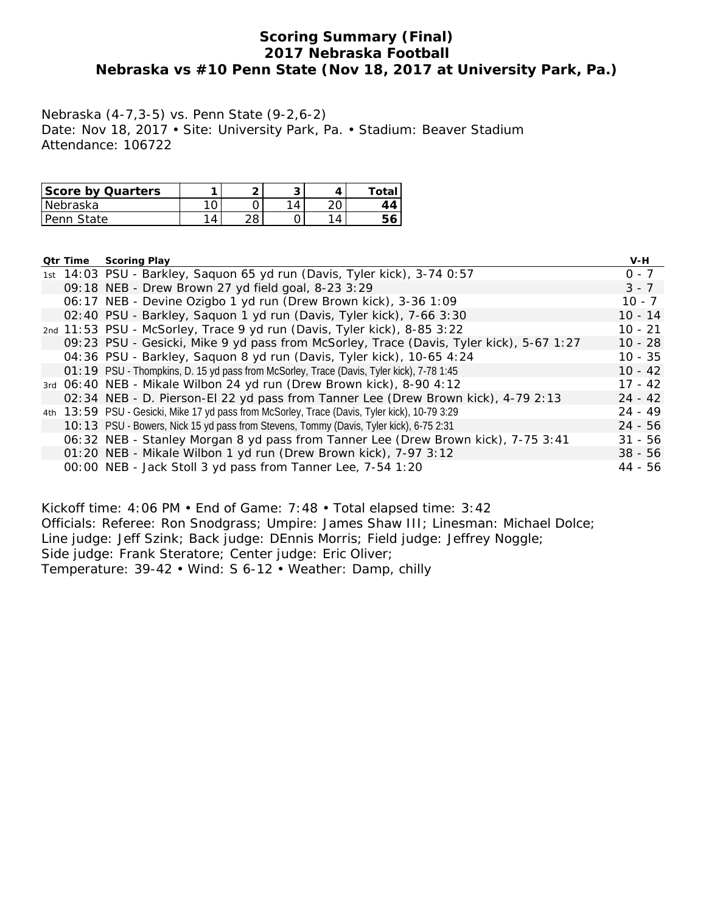# Scoring Summary (Final)
# 2017 Nebraska Football
# Nebraska vs #10 Penn State (Nov 18, 2017 at University Park, Pa.)

Nebraska (4-7,3-5) vs. Penn State (9-2,6-2)
Date: Nov 18, 2017 • Site: University Park, Pa. • Stadium: Beaver Stadium
Attendance: 106722

| Score by Quarters | 1 | 2 | 3 | 4 | Total |
|---|---|---|---|---|---|
| Nebraska | 10 | 0 | 14 | 20 | **44** |
| Penn State | 14 | 28 | 0 | 14 | **56** |

| Qtr | Time | Scoring Play | V-H |
|---|---|---|---|
| 1st | 14:03 | PSU - Barkley, Saquon 65 yd run (Davis, Tyler kick), 3-74 0:57 | 0 - 7 |
| | 09:18 | NEB - Drew Brown 27 yd field goal, 8-23 3:29 | 3 - 7 |
| | 06:17 | NEB - Devine Ozigbo 1 yd run (Drew Brown kick), 3-36 1:09 | 10 - 7 |
| | 02:40 | PSU - Barkley, Saquon 1 yd run (Davis, Tyler kick), 7-66 3:30 | 10 - 14 |
| 2nd | 11:53 | PSU - McSorley, Trace 9 yd run (Davis, Tyler kick), 8-85 3:22 | 10 - 21 |
| | 09:23 | PSU - Gesicki, Mike 9 yd pass from McSorley, Trace (Davis, Tyler kick), 5-67 1:27 | 10 - 28 |
| | 04:36 | PSU - Barkley, Saquon 8 yd run (Davis, Tyler kick), 10-65 4:24 | 10 - 35 |
| | 01:19 | PSU - Thompkins, D. 15 yd pass from McSorley, Trace (Davis, Tyler kick), 7-78 1:45 | 10 - 42 |
| 3rd | 06:40 | NEB - Mikale Wilbon 24 yd run (Drew Brown kick), 8-90 4:12 | 17 - 42 |
| | 02:34 | NEB - D. Pierson-El 22 yd pass from Tanner Lee (Drew Brown kick), 4-79 2:13 | 24 - 42 |
| 4th | 13:59 | PSU - Gesicki, Mike 17 yd pass from McSorley, Trace (Davis, Tyler kick), 10-79 3:29 | 24 - 49 |
| | 10:13 | PSU - Bowers, Nick 15 yd pass from Stevens, Tommy (Davis, Tyler kick), 6-75 2:31 | 24 - 56 |
| | 06:32 | NEB - Stanley Morgan 8 yd pass from Tanner Lee (Drew Brown kick), 7-75 3:41 | 31 - 56 |
| | 01:20 | NEB - Mikale Wilbon 1 yd run (Drew Brown kick), 7-97 3:12 | 38 - 56 |
| | 00:00 | NEB - Jack Stoll 3 yd pass from Tanner Lee, 7-54 1:20 | 44 - 56 |

Kickoff time: 4:06 PM • End of Game: 7:48 • Total elapsed time: 3:42
Officials: Referee: Ron Snodgrass; Umpire: James Shaw III; Linesman: Michael Dolce;
Line judge: Jeff Szink; Back judge: DEnnis Morris; Field judge: Jeffrey Noggle;
Side judge: Frank Steratore; Center judge: Eric Oliver;
Temperature: 39-42 • Wind: S 6-12 • Weather: Damp, chilly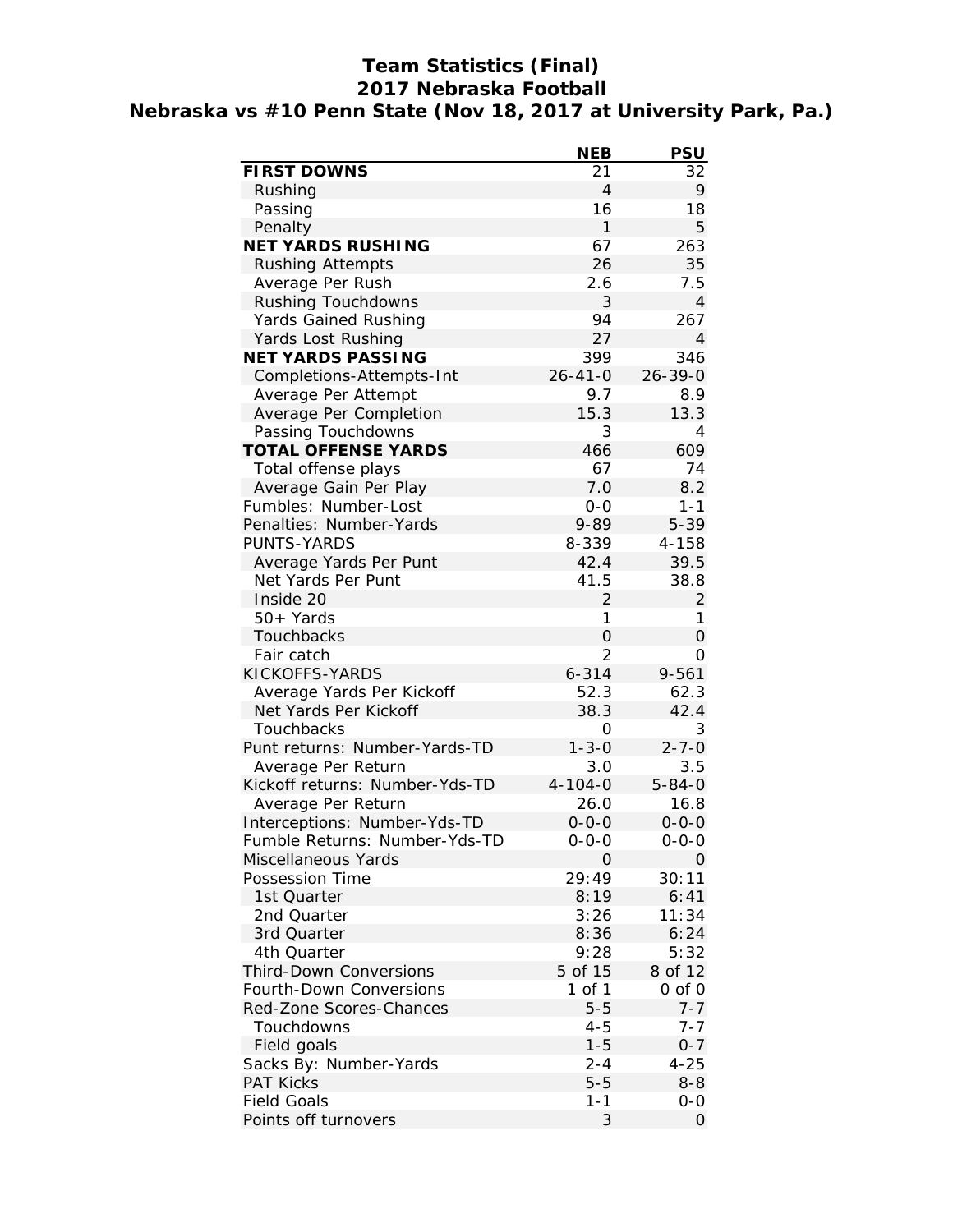# Team Statistics (Final)
## 2017 Nebraska Football
## Nebraska vs #10 Penn State (Nov 18, 2017 at University Park, Pa.)

| | NEB | PSU |
|---|---|---|
| **FIRST DOWNS** | 21 | 32 |
| Rushing | 4 | 9 |
| Passing | 16 | 18 |
| Penalty | 1 | 5 |
| **NET YARDS RUSHING** | 67 | 263 |
| Rushing Attempts | 26 | 35 |
| Average Per Rush | 2.6 | 7.5 |
| Rushing Touchdowns | 3 | 4 |
| Yards Gained Rushing | 94 | 267 |
| Yards Lost Rushing | 27 | 4 |
| **NET YARDS PASSING** | 399 | 346 |
| Completions-Attempts-Int | 26-41-0 | 26-39-0 |
| Average Per Attempt | 9.7 | 8.9 |
| Average Per Completion | 15.3 | 13.3 |
| Passing Touchdowns | 3 | 4 |
| **TOTAL OFFENSE YARDS** | 466 | 609 |
| Total offense plays | 67 | 74 |
| Average Gain Per Play | 7.0 | 8.2 |
| Fumbles: Number-Lost | 0-0 | 1-1 |
| Penalties: Number-Yards | 9-89 | 5-39 |
| PUNTS-YARDS | 8-339 | 4-158 |
| Average Yards Per Punt | 42.4 | 39.5 |
| Net Yards Per Punt | 41.5 | 38.8 |
| Inside 20 | 2 | 2 |
| 50+ Yards | 1 | 1 |
| Touchbacks | 0 | 0 |
| Fair catch | 2 | 0 |
| KICKOFFS-YARDS | 6-314 | 9-561 |
| Average Yards Per Kickoff | 52.3 | 62.3 |
| Net Yards Per Kickoff | 38.3 | 42.4 |
| Touchbacks | 0 | 3 |
| Punt returns: Number-Yards-TD | 1-3-0 | 2-7-0 |
| Average Per Return | 3.0 | 3.5 |
| Kickoff returns: Number-Yds-TD | 4-104-0 | 5-84-0 |
| Average Per Return | 26.0 | 16.8 |
| Interceptions: Number-Yds-TD | 0-0-0 | 0-0-0 |
| Fumble Returns: Number-Yds-TD | 0-0-0 | 0-0-0 |
| Miscellaneous Yards | 0 | 0 |
| Possession Time | 29:49 | 30:11 |
| 1st Quarter | 8:19 | 6:41 |
| 2nd Quarter | 3:26 | 11:34 |
| 3rd Quarter | 8:36 | 6:24 |
| 4th Quarter | 9:28 | 5:32 |
| Third-Down Conversions | 5 of 15 | 8 of 12 |
| Fourth-Down Conversions | 1 of 1 | 0 of 0 |
| Red-Zone Scores-Chances | 5-5 | 7-7 |
| Touchdowns | 4-5 | 7-7 |
| Field goals | 1-5 | 0-7 |
| Sacks By: Number-Yards | 2-4 | 4-25 |
| PAT Kicks | 5-5 | 8-8 |
| Field Goals | 1-1 | 0-0 |
| Points off turnovers | 3 | 0 |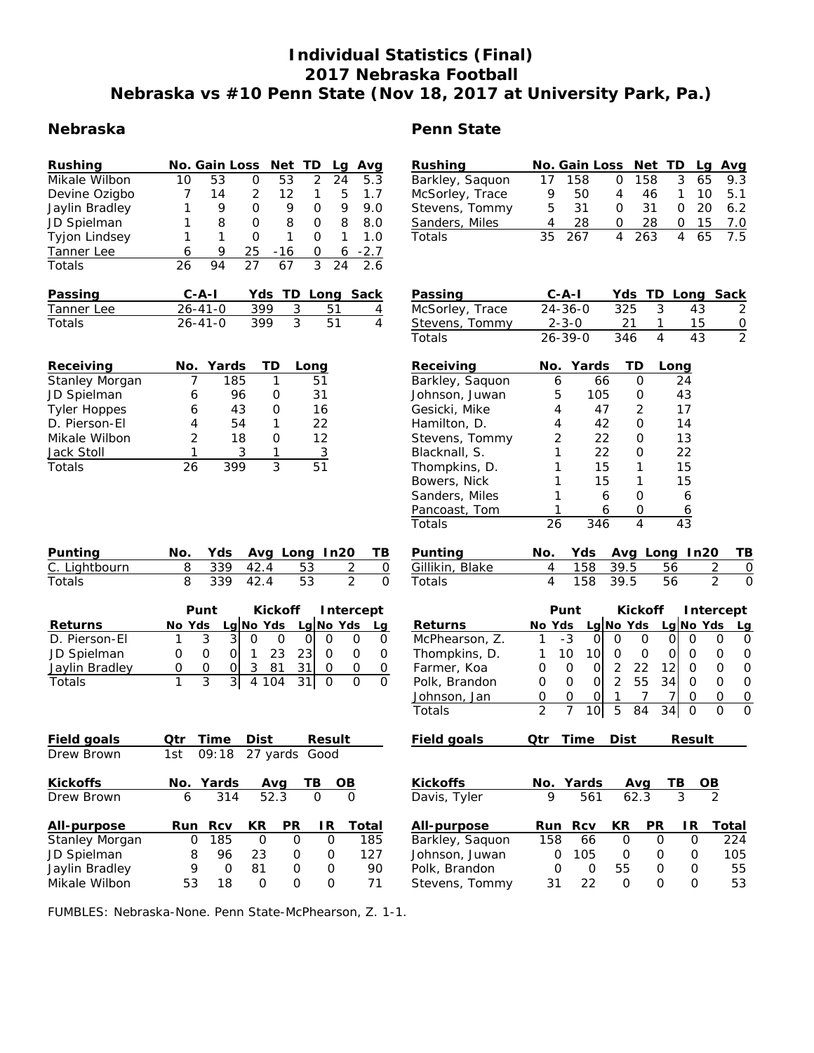# Individual Statistics (Final)
## 2017 Nebraska Football
## Nebraska vs #10 Penn State (Nov 18, 2017 at University Park, Pa.)

## Nebraska

| Rushing | No. | Gain | Loss | Net | TD | Lg | Avg |
|---|---|---|---|---|---|---|---|
| Mikale Wilbon | 10 | 53 | 0 | 53 | 2 | 24 | 5.3 |
| Devine Ozigbo | 7 | 14 | 2 | 12 | 1 | 5 | 1.7 |
| Jaylin Bradley | 1 | 9 | 0 | 9 | 0 | 9 | 9.0 |
| JD Spielman | 1 | 8 | 0 | 8 | 0 | 8 | 8.0 |
| Tyjon Lindsey | 1 | 1 | 0 | 1 | 0 | 1 | 1.0 |
| Tanner Lee | 6 | 9 | 25 | -16 | 0 | 6 | -2.7 |
| Totals | 26 | 94 | 27 | 67 | 3 | 24 | 2.6 |

| Passing | C-A-I | Yds | TD | Long | Sack |
|---|---|---|---|---|---|
| Tanner Lee | 26-41-0 | 399 | 3 | 51 | 4 |
| Totals | 26-41-0 | 399 | 3 | 51 | 4 |

| Receiving | No. | Yards | TD | Long |
|---|---|---|---|---|
| Stanley Morgan | 7 | 185 | 1 | 51 |
| JD Spielman | 6 | 96 | 0 | 31 |
| Tyler Hoppes | 6 | 43 | 0 | 16 |
| D. Pierson-El | 4 | 54 | 1 | 22 |
| Mikale Wilbon | 2 | 18 | 0 | 12 |
| Jack Stoll | 1 | 3 | 1 | 3 |
| Totals | 26 | 399 | 3 | 51 |

| Punting | No. | Yds | Avg | Long | In20 | TB |
|---|---|---|---|---|---|---|
| C. Lightbourn | 8 | 339 | 42.4 | 53 | 2 | 0 |
| Totals | 8 | 339 | 42.4 | 53 | 2 | 0 |

| | Punt | | | Kickoff | | | Intercept | | |
|---|---|---|---|---|---|---|---|---|---|
| Returns | No | Yds | Lg | No | Yds | Lg | No | Yds | Lg |
| D. Pierson-El | 1 | 3 | 3 | 0 | 0 | 0 | 0 | 0 | 0 |
| JD Spielman | 0 | 0 | 0 | 1 | 23 | 23 | 0 | 0 | 0 |
| Jaylin Bradley | 0 | 0 | 0 | 3 | 81 | 31 | 0 | 0 | 0 |
| Totals | 1 | 3 | 3 | 4 | 104 | 31 | 0 | 0 | 0 |

| Field goals | Qtr | Time | Dist | Result |
|---|---|---|---|---|
| Drew Brown | 1st | 09:18 | 27 yards | Good |

| Kickoffs | No. | Yards | Avg | TB | OB |
|---|---|---|---|---|---|
| Drew Brown | 6 | 314 | 52.3 | 0 | 0 |

| All-purpose | Run | Rcv | KR | PR | IR | Total |
|---|---|---|---|---|---|---|
| Stanley Morgan | 0 | 185 | 0 | 0 | 0 | 185 |
| JD Spielman | 8 | 96 | 23 | 0 | 0 | 127 |
| Jaylin Bradley | 9 | 0 | 81 | 0 | 0 | 90 |
| Mikale Wilbon | 53 | 18 | 0 | 0 | 0 | 71 |

## Penn State

| Rushing | No. | Gain | Loss | Net | TD | Lg | Avg |
|---|---|---|---|---|---|---|---|
| Barkley, Saquon | 17 | 158 | 0 | 158 | 3 | 65 | 9.3 |
| McSorley, Trace | 9 | 50 | 4 | 46 | 1 | 10 | 5.1 |
| Stevens, Tommy | 5 | 31 | 0 | 31 | 0 | 20 | 6.2 |
| Sanders, Miles | 4 | 28 | 0 | 28 | 0 | 15 | 7.0 |
| Totals | 35 | 267 | 4 | 263 | 4 | 65 | 7.5 |

| Passing | C-A-I | Yds | TD | Long | Sack |
|---|---|---|---|---|---|
| McSorley, Trace | 24-36-0 | 325 | 3 | 43 | 2 |
| Stevens, Tommy | 2-3-0 | 21 | 1 | 15 | 0 |
| Totals | 26-39-0 | 346 | 4 | 43 | 2 |

| Receiving | No. | Yards | TD | Long |
|---|---|---|---|---|
| Barkley, Saquon | 6 | 66 | 0 | 24 |
| Johnson, Juwan | 5 | 105 | 0 | 43 |
| Gesicki, Mike | 4 | 47 | 2 | 17 |
| Hamilton, D. | 4 | 42 | 0 | 14 |
| Stevens, Tommy | 2 | 22 | 0 | 13 |
| Blacknall, S. | 1 | 22 | 0 | 22 |
| Thompkins, D. | 1 | 15 | 1 | 15 |
| Bowers, Nick | 1 | 15 | 1 | 15 |
| Sanders, Miles | 1 | 6 | 0 | 6 |
| Pancoast, Tom | 1 | 6 | 0 | 6 |
| Totals | 26 | 346 | 4 | 43 |

| Punting | No. | Yds | Avg | Long | In20 | TB |
|---|---|---|---|---|---|---|
| Gillikin, Blake | 4 | 158 | 39.5 | 56 | 2 | 0 |
| Totals | 4 | 158 | 39.5 | 56 | 2 | 0 |

| | Punt | | | Kickoff | | | Intercept | | |
|---|---|---|---|---|---|---|---|---|---|
| Returns | No | Yds | Lg | No | Yds | Lg | No | Yds | Lg |
| McPhearson, Z. | 1 | -3 | 0 | 0 | 0 | 0 | 0 | 0 | 0 |
| Thompkins, D. | 1 | 10 | 10 | 0 | 0 | 0 | 0 | 0 | 0 |
| Farmer, Koa | 0 | 0 | 0 | 2 | 22 | 12 | 0 | 0 | 0 |
| Polk, Brandon | 0 | 0 | 0 | 2 | 55 | 34 | 0 | 0 | 0 |
| Johnson, Jan | 0 | 0 | 0 | 1 | 7 | 7 | 0 | 0 | 0 |
| Totals | 2 | 7 | 10 | 5 | 84 | 34 | 0 | 0 | 0 |

| Field goals | Qtr | Time | Dist | Result |
|---|---|---|---|---|

| Kickoffs | No. | Yards | Avg | TB | OB |
|---|---|---|---|---|---|
| Davis, Tyler | 9 | 561 | 62.3 | 3 | 2 |

| All-purpose | Run | Rcv | KR | PR | IR | Total |
|---|---|---|---|---|---|---|
| Barkley, Saquon | 158 | 66 | 0 | 0 | 0 | 224 |
| Johnson, Juwan | 0 | 105 | 0 | 0 | 0 | 105 |
| Polk, Brandon | 0 | 0 | 55 | 0 | 0 | 55 |
| Stevens, Tommy | 31 | 22 | 0 | 0 | 0 | 53 |

FUMBLES: Nebraska-None. Penn State-McPhearson, Z. 1-1.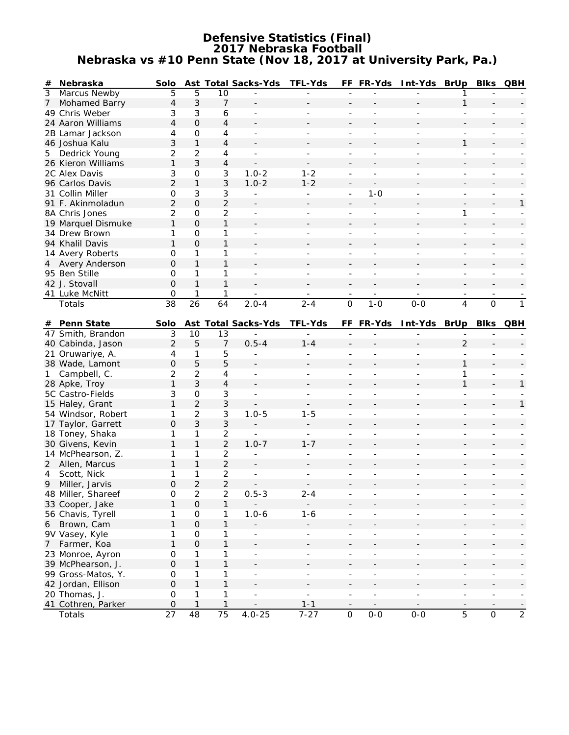# Defensive Statistics (Final)
## 2017 Nebraska Football
### Nebraska vs #10 Penn State (Nov 18, 2017 at University Park, Pa.)

| # | Nebraska | Solo | Ast | Total | Sacks-Yds | TFL-Yds | FF | FR-Yds | Int-Yds | BrUp | Blks | QBH |
|---|---|---|---|---|---|---|---|---|---|---|---|---|
| 3 | Marcus Newby | 5 | 5 | 10 | - | - | - | - | - | 1 | - | - |
| 7 | Mohamed Barry | 4 | 3 | 7 | - | - | - | - | - | 1 | - | - |
| 49 | Chris Weber | 3 | 3 | 6 | - | - | - | - | - | - | - | - |
| 24 | Aaron Williams | 4 | 0 | 4 | - | - | - | - | - | - | - | - |
| 2B | Lamar Jackson | 4 | 0 | 4 | - | - | - | - | - | - | - | - |
| 46 | Joshua Kalu | 3 | 1 | 4 | - | - | - | - | - | 1 | - | - |
| 5 | Dedrick Young | 2 | 2 | 4 | - | - | - | - | - | - | - | - |
| 26 | Kieron Williams | 1 | 3 | 4 | - | - | - | - | - | - | - | - |
| 2C | Alex Davis | 3 | 0 | 3 | 1.0-2 | 1-2 | - | - | - | - | - | - |
| 96 | Carlos Davis | 2 | 1 | 3 | 1.0-2 | 1-2 | - | - | - | - | - | - |
| 31 | Collin Miller | 0 | 3 | 3 | - | - | - | 1-0 | - | - | - | - |
| 91 | F. Akinmoladun | 2 | 0 | 2 | - | - | - | - | - | - | - | 1 |
| 8A | Chris Jones | 2 | 0 | 2 | - | - | - | - | - | 1 | - | - |
| 19 | Marquel Dismuke | 1 | 0 | 1 | - | - | - | - | - | - | - | - |
| 34 | Drew Brown | 1 | 0 | 1 | - | - | - | - | - | - | - | - |
| 94 | Khalil Davis | 1 | 0 | 1 | - | - | - | - | - | - | - | - |
| 14 | Avery Roberts | 0 | 1 | 1 | - | - | - | - | - | - | - | - |
| 4 | Avery Anderson | 0 | 1 | 1 | - | - | - | - | - | - | - | - |
| 95 | Ben Stille | 0 | 1 | 1 | - | - | - | - | - | - | - | - |
| 42 | J. Stovall | 0 | 1 | 1 | - | - | - | - | - | - | - | - |
| 41 | Luke McNitt | 0 | 1 | 1 | - | - | - | - | - | - | - | - |
| | Totals | 38 | 26 | 64 | 2.0-4 | 2-4 | 0 | 1-0 | 0-0 | 4 | 0 | 1 |

| # | Penn State | Solo | Ast | Total | Sacks-Yds | TFL-Yds | FF | FR-Yds | Int-Yds | BrUp | Blks | QBH |
|---|---|---|---|---|---|---|---|---|---|---|---|---|
| 47 | Smith, Brandon | 3 | 10 | 13 | - | - | - | - | - | - | - | - |
| 40 | Cabinda, Jason | 2 | 5 | 7 | 0.5-4 | 1-4 | - | - | - | 2 | - | - |
| 21 | Oruwariye, A. | 4 | 1 | 5 | - | - | - | - | - | - | - | - |
| 38 | Wade, Lamont | 0 | 5 | 5 | - | - | - | - | - | 1 | - | - |
| 1 | Campbell, C. | 2 | 2 | 4 | - | - | - | - | - | 1 | - | - |
| 28 | Apke, Troy | 1 | 3 | 4 | - | - | - | - | - | 1 | - | 1 |
| 5C | Castro-Fields | 3 | 0 | 3 | - | - | - | - | - | - | - | - |
| 15 | Haley, Grant | 1 | 2 | 3 | - | - | - | - | - | - | - | 1 |
| 54 | Windsor, Robert | 1 | 2 | 3 | 1.0-5 | 1-5 | - | - | - | - | - | - |
| 17 | Taylor, Garrett | 0 | 3 | 3 | - | - | - | - | - | - | - | - |
| 18 | Toney, Shaka | 1 | 1 | 2 | - | - | - | - | - | - | - | - |
| 30 | Givens, Kevin | 1 | 1 | 2 | 1.0-7 | 1-7 | - | - | - | - | - | - |
| 14 | McPhearson, Z. | 1 | 1 | 2 | - | - | - | - | - | - | - | - |
| 2 | Allen, Marcus | 1 | 1 | 2 | - | - | - | - | - | - | - | - |
| 4 | Scott, Nick | 1 | 1 | 2 | - | - | - | - | - | - | - | - |
| 9 | Miller, Jarvis | 0 | 2 | 2 | - | - | - | - | - | - | - | - |
| 48 | Miller, Shareef | 0 | 2 | 2 | 0.5-3 | 2-4 | - | - | - | - | - | - |
| 33 | Cooper, Jake | 1 | 0 | 1 | - | - | - | - | - | - | - | - |
| 56 | Chavis, Tyrell | 1 | 0 | 1 | 1.0-6 | 1-6 | - | - | - | - | - | - |
| 6 | Brown, Cam | 1 | 0 | 1 | - | - | - | - | - | - | - | - |
| 9V | Vasey, Kyle | 1 | 0 | 1 | - | - | - | - | - | - | - | - |
| 7 | Farmer, Koa | 1 | 0 | 1 | - | - | - | - | - | - | - | - |
| 23 | Monroe, Ayron | 0 | 1 | 1 | - | - | - | - | - | - | - | - |
| 39 | McPhearson, J. | 0 | 1 | 1 | - | - | - | - | - | - | - | - |
| 99 | Gross-Matos, Y. | 0 | 1 | 1 | - | - | - | - | - | - | - | - |
| 42 | Jordan, Ellison | 0 | 1 | 1 | - | - | - | - | - | - | - | - |
| 20 | Thomas, J. | 0 | 1 | 1 | - | - | - | - | - | - | - | - |
| 41 | Cothren, Parker | 0 | 1 | 1 | - | 1-1 | - | - | - | - | - | - |
| | Totals | 27 | 48 | 75 | 4.0-25 | 7-27 | 0 | 0-0 | 0-0 | 5 | 0 | 2 |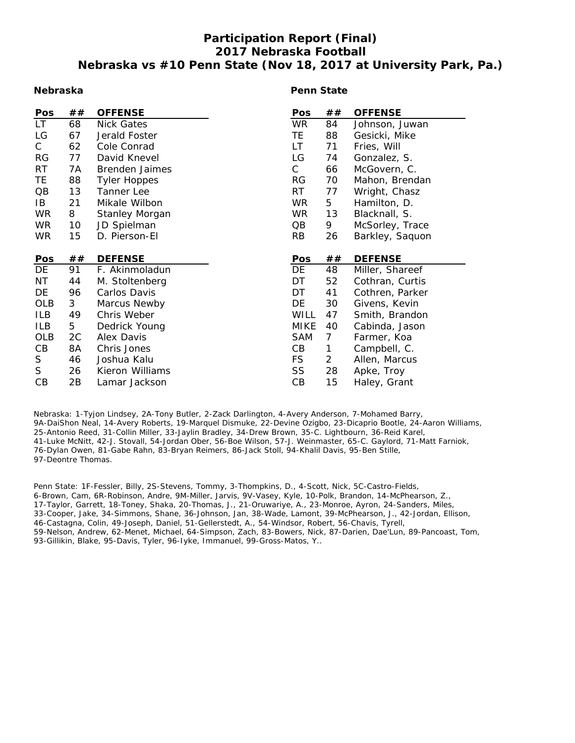# Participation Report (Final)
## 2017 Nebraska Football
## Nebraska vs #10 Penn State (Nov 18, 2017 at University Park, Pa.)

### Nebraska

| Pos | ## | OFFENSE |
|---|---|---|
| LT | 68 | Nick Gates |
| LG | 67 | Jerald Foster |
| C | 62 | Cole Conrad |
| RG | 77 | David Knevel |
| RT | 7A | Brenden Jaimes |
| TE | 88 | Tyler Hoppes |
| QB | 13 | Tanner Lee |
| IB | 21 | Mikale Wilbon |
| WR | 8 | Stanley Morgan |
| WR | 10 | JD Spielman |
| WR | 15 | D. Pierson-El |

| Pos | ## | DEFENSE |
|---|---|---|
| DE | 91 | F. Akinmoladun |
| NT | 44 | M. Stoltenberg |
| DE | 96 | Carlos Davis |
| OLB | 3 | Marcus Newby |
| ILB | 49 | Chris Weber |
| ILB | 5 | Dedrick Young |
| OLB | 2C | Alex Davis |
| CB | 8A | Chris Jones |
| S | 46 | Joshua Kalu |
| S | 26 | Kieron Williams |
| CB | 2B | Lamar Jackson |

### Penn State

| Pos | ## | OFFENSE |
|---|---|---|
| WR | 84 | Johnson, Juwan |
| TE | 88 | Gesicki, Mike |
| LT | 71 | Fries, Will |
| LG | 74 | Gonzalez, S. |
| C | 66 | McGovern, C. |
| RG | 70 | Mahon, Brendan |
| RT | 77 | Wright, Chasz |
| WR | 5 | Hamilton, D. |
| WR | 13 | Blacknall, S. |
| QB | 9 | McSorley, Trace |
| RB | 26 | Barkley, Saquon |

| Pos | ## | DEFENSE |
|---|---|---|
| DE | 48 | Miller, Shareef |
| DT | 52 | Cothran, Curtis |
| DT | 41 | Cothren, Parker |
| DE | 30 | Givens, Kevin |
| WILL | 47 | Smith, Brandon |
| MIKE | 40 | Cabinda, Jason |
| SAM | 7 | Farmer, Koa |
| CB | 1 | Campbell, C. |
| FS | 2 | Allen, Marcus |
| SS | 28 | Apke, Troy |
| CB | 15 | Haley, Grant |

Nebraska: 1-Tyjon Lindsey, 2A-Tony Butler, 2-Zack Darlington, 4-Avery Anderson, 7-Mohamed Barry, 9A-DaiShon Neal, 14-Avery Roberts, 19-Marquel Dismuke, 22-Devine Ozigbo, 23-Dicaprio Bootle, 24-Aaron Williams, 25-Antonio Reed, 31-Collin Miller, 33-Jaylin Bradley, 34-Drew Brown, 35-C. Lightbourn, 36-Reid Karel, 41-Luke McNitt, 42-J. Stovall, 54-Jordan Ober, 56-Boe Wilson, 57-J. Weinmaster, 65-C. Gaylord, 71-Matt Farniok, 76-Dylan Owen, 81-Gabe Rahn, 83-Bryan Reimers, 86-Jack Stoll, 94-Khalil Davis, 95-Ben Stille, 97-Deontre Thomas.

Penn State: 1F-Fessler, Billy, 2S-Stevens, Tommy, 3-Thompkins, D., 4-Scott, Nick, 5C-Castro-Fields, 6-Brown, Cam, 6R-Robinson, Andre, 9M-Miller, Jarvis, 9V-Vasey, Kyle, 10-Polk, Brandon, 14-McPhearson, Z., 17-Taylor, Garrett, 18-Toney, Shaka, 20-Thomas, J., 21-Oruwariye, A., 23-Monroe, Ayron, 24-Sanders, Miles, 33-Cooper, Jake, 34-Simmons, Shane, 36-Johnson, Jan, 38-Wade, Lamont, 39-McPhearson, J., 42-Jordan, Ellison, 46-Castagna, Colin, 49-Joseph, Daniel, 51-Gellerstedt, A., 54-Windsor, Robert, 56-Chavis, Tyrell, 59-Nelson, Andrew, 62-Menet, Michael, 64-Simpson, Zach, 83-Bowers, Nick, 87-Darien, Dae'Lun, 89-Pancoast, Tom, 93-Gillikin, Blake, 95-Davis, Tyler, 96-Iyke, Immanuel, 99-Gross-Matos, Y..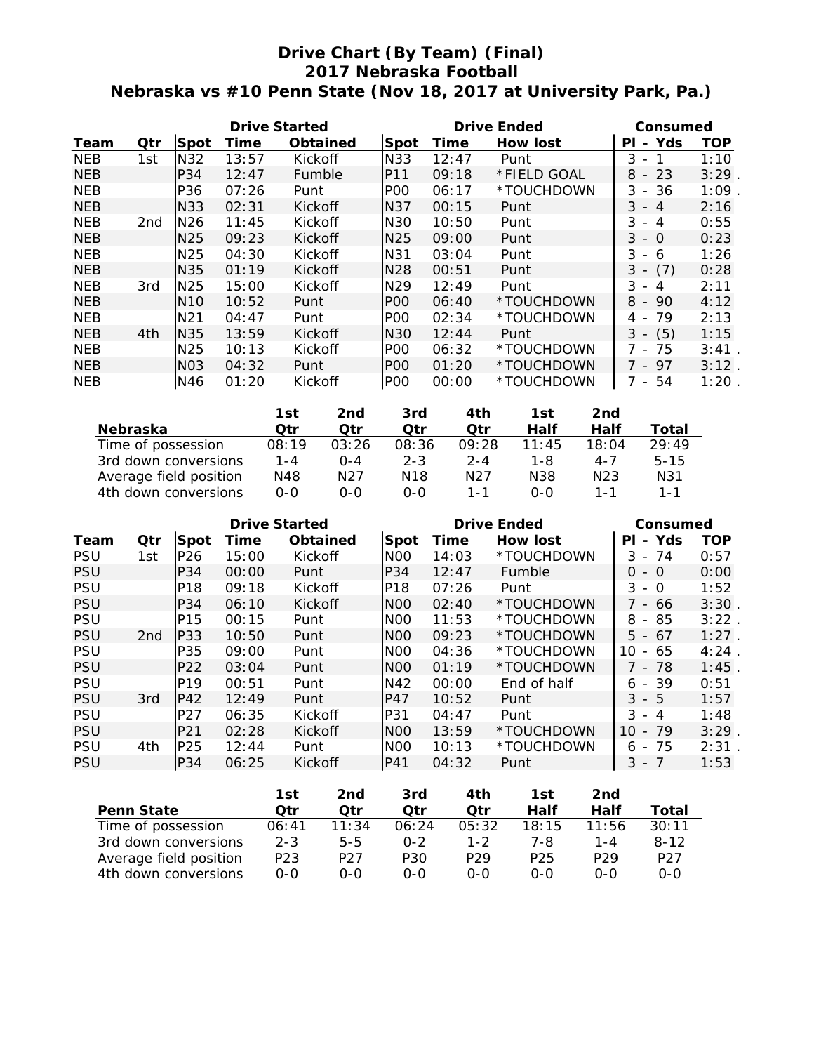# Drive Chart (By Team) (Final)
## 2017 Nebraska Football
## Nebraska vs #10 Penn State (Nov 18, 2017 at University Park, Pa.)

| | | Drive Started | | | Drive Ended | | | Consumed | |
|---|---|---|---|---|---|---|---|---|---|
| Team | Qtr | Spot | Time | Obtained | Spot | Time | How lost | Pl - Yds | TOP |
| NEB | 1st | N32 | 13:57 | Kickoff | N33 | 12:47 | Punt | 3 - 1 | 1:10 |
| NEB | | P34 | 12:47 | Fumble | P11 | 09:18 | *FIELD GOAL | 8 - 23 | 3:29 . |
| NEB | | P36 | 07:26 | Punt | P00 | 06:17 | *TOUCHDOWN | 3 - 36 | 1:09 . |
| NEB | | N33 | 02:31 | Kickoff | N37 | 00:15 | Punt | 3 - 4 | 2:16 |
| NEB | 2nd | N26 | 11:45 | Kickoff | N30 | 10:50 | Punt | 3 - 4 | 0:55 |
| NEB | | N25 | 09:23 | Kickoff | N25 | 09:00 | Punt | 3 - 0 | 0:23 |
| NEB | | N25 | 04:30 | Kickoff | N31 | 03:04 | Punt | 3 - 6 | 1:26 |
| NEB | | N35 | 01:19 | Kickoff | N28 | 00:51 | Punt | 3 - (7) | 0:28 |
| NEB | 3rd | N25 | 15:00 | Kickoff | N29 | 12:49 | Punt | 3 - 4 | 2:11 |
| NEB | | N10 | 10:52 | Punt | P00 | 06:40 | *TOUCHDOWN | 8 - 90 | 4:12 |
| NEB | | N21 | 04:47 | Punt | P00 | 02:34 | *TOUCHDOWN | 4 - 79 | 2:13 |
| NEB | 4th | N35 | 13:59 | Kickoff | N30 | 12:44 | Punt | 3 - (5) | 1:15 |
| NEB | | N25 | 10:13 | Kickoff | P00 | 06:32 | *TOUCHDOWN | 7 - 75 | 3:41 . |
| NEB | | N03 | 04:32 | Punt | P00 | 01:20 | *TOUCHDOWN | 7 - 97 | 3:12 . |
| NEB | | N46 | 01:20 | Kickoff | P00 | 00:00 | *TOUCHDOWN | 7 - 54 | 1:20 . |

| Nebraska | 1st Qtr | 2nd Qtr | 3rd Qtr | 4th Qtr | 1st Half | 2nd Half | Total |
|---|---|---|---|---|---|---|---|
| Time of possession | 08:19 | 03:26 | 08:36 | 09:28 | 11:45 | 18:04 | 29:49 |
| 3rd down conversions | 1-4 | 0-4 | 2-3 | 2-4 | 1-8 | 4-7 | 5-15 |
| Average field position | N48 | N27 | N18 | N27 | N38 | N23 | N31 |
| 4th down conversions | 0-0 | 0-0 | 0-0 | 1-1 | 0-0 | 1-1 | 1-1 |

| | | Drive Started | | | Drive Ended | | | Consumed | |
|---|---|---|---|---|---|---|---|---|---|
| Team | Qtr | Spot | Time | Obtained | Spot | Time | How lost | Pl - Yds | TOP |
| PSU | 1st | P26 | 15:00 | Kickoff | N00 | 14:03 | *TOUCHDOWN | 3 - 74 | 0:57 |
| PSU | | P34 | 00:00 | Punt | P34 | 12:47 | Fumble | 0 - 0 | 0:00 |
| PSU | | P18 | 09:18 | Kickoff | P18 | 07:26 | Punt | 3 - 0 | 1:52 |
| PSU | | P34 | 06:10 | Kickoff | N00 | 02:40 | *TOUCHDOWN | 7 - 66 | 3:30 . |
| PSU | | P15 | 00:15 | Punt | N00 | 11:53 | *TOUCHDOWN | 8 - 85 | 3:22 . |
| PSU | 2nd | P33 | 10:50 | Punt | N00 | 09:23 | *TOUCHDOWN | 5 - 67 | 1:27 . |
| PSU | | P35 | 09:00 | Punt | N00 | 04:36 | *TOUCHDOWN | 10 - 65 | 4:24 . |
| PSU | | P22 | 03:04 | Punt | N00 | 01:19 | *TOUCHDOWN | 7 - 78 | 1:45 . |
| PSU | | P19 | 00:51 | Punt | N42 | 00:00 | End of half | 6 - 39 | 0:51 |
| PSU | 3rd | P42 | 12:49 | Punt | P47 | 10:52 | Punt | 3 - 5 | 1:57 |
| PSU | | P27 | 06:35 | Kickoff | P31 | 04:47 | Punt | 3 - 4 | 1:48 |
| PSU | | P21 | 02:28 | Kickoff | N00 | 13:59 | *TOUCHDOWN | 10 - 79 | 3:29 . |
| PSU | 4th | P25 | 12:44 | Punt | N00 | 10:13 | *TOUCHDOWN | 6 - 75 | 2:31 . |
| PSU | | P34 | 06:25 | Kickoff | P41 | 04:32 | Punt | 3 - 7 | 1:53 |

| Penn State | 1st Qtr | 2nd Qtr | 3rd Qtr | 4th Qtr | 1st Half | 2nd Half | Total |
|---|---|---|---|---|---|---|---|
| Time of possession | 06:41 | 11:34 | 06:24 | 05:32 | 18:15 | 11:56 | 30:11 |
| 3rd down conversions | 2-3 | 5-5 | 0-2 | 1-2 | 7-8 | 1-4 | 8-12 |
| Average field position | P23 | P27 | P30 | P29 | P25 | P29 | P27 |
| 4th down conversions | 0-0 | 0-0 | 0-0 | 0-0 | 0-0 | 0-0 | 0-0 |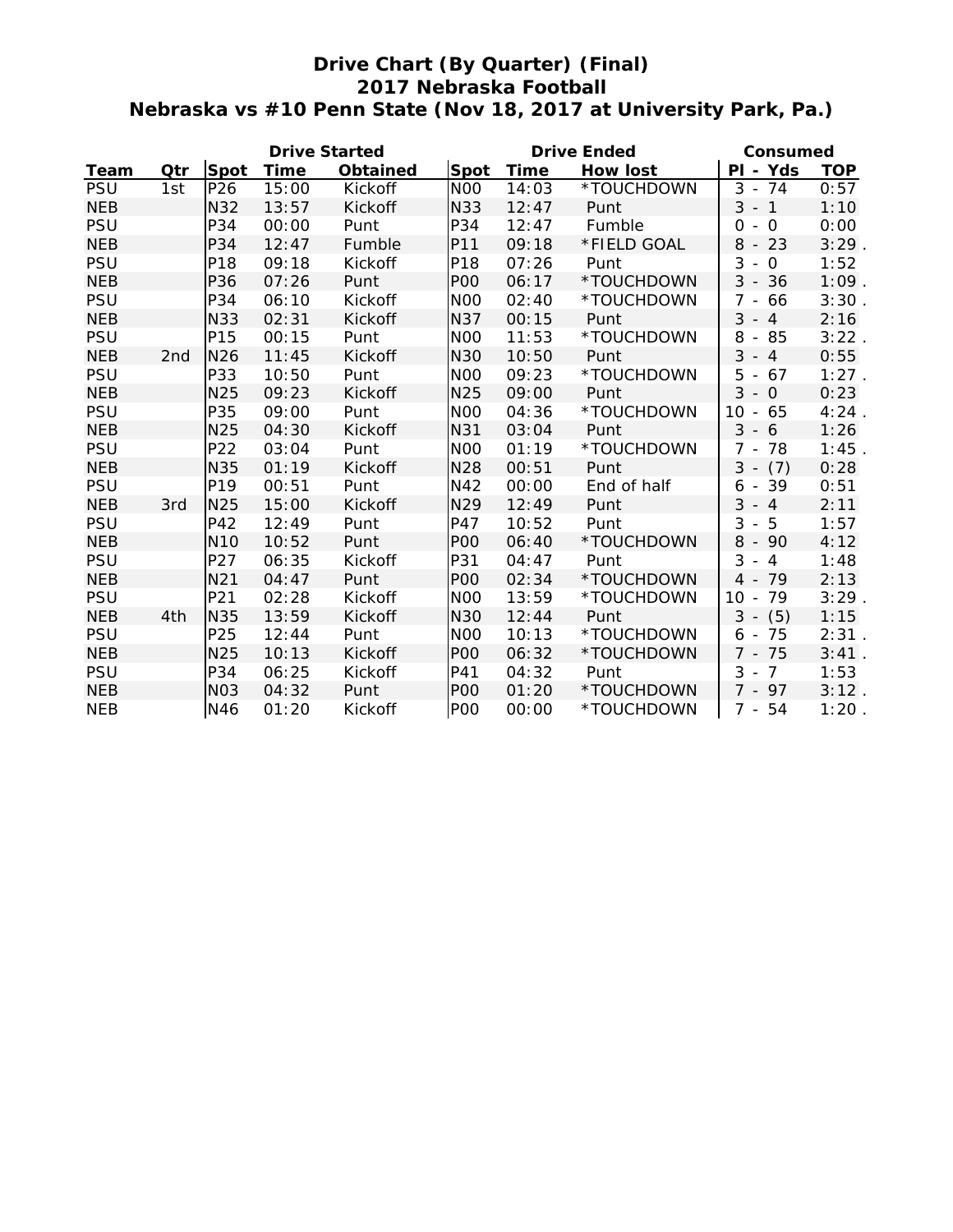# Drive Chart (By Quarter) (Final)
## 2017 Nebraska Football
## Nebraska vs #10 Penn State (Nov 18, 2017 at University Park, Pa.)

| | | Drive Started | | | Drive Ended | | | Consumed | |
|---|---|---|---|---|---|---|---|---|---|
| Team | Qtr | Spot | Time | Obtained | Spot | Time | How lost | Pl - Yds | TOP |
| PSU | 1st | P26 | 15:00 | Kickoff | N00 | 14:03 | *TOUCHDOWN | 3 - 74 | 0:57 |
| NEB | | N32 | 13:57 | Kickoff | N33 | 12:47 | Punt | 3 - 1 | 1:10 |
| PSU | | P34 | 00:00 | Punt | P34 | 12:47 | Fumble | 0 - 0 | 0:00 |
| NEB | | P34 | 12:47 | Fumble | P11 | 09:18 | *FIELD GOAL | 8 - 23 | 3:29 . |
| PSU | | P18 | 09:18 | Kickoff | P18 | 07:26 | Punt | 3 - 0 | 1:52 |
| NEB | | P36 | 07:26 | Punt | P00 | 06:17 | *TOUCHDOWN | 3 - 36 | 1:09 . |
| PSU | | P34 | 06:10 | Kickoff | N00 | 02:40 | *TOUCHDOWN | 7 - 66 | 3:30 . |
| NEB | | N33 | 02:31 | Kickoff | N37 | 00:15 | Punt | 3 - 4 | 2:16 |
| PSU | | P15 | 00:15 | Punt | N00 | 11:53 | *TOUCHDOWN | 8 - 85 | 3:22 . |
| NEB | 2nd | N26 | 11:45 | Kickoff | N30 | 10:50 | Punt | 3 - 4 | 0:55 |
| PSU | | P33 | 10:50 | Punt | N00 | 09:23 | *TOUCHDOWN | 5 - 67 | 1:27 . |
| NEB | | N25 | 09:23 | Kickoff | N25 | 09:00 | Punt | 3 - 0 | 0:23 |
| PSU | | P35 | 09:00 | Punt | N00 | 04:36 | *TOUCHDOWN | 10 - 65 | 4:24 . |
| NEB | | N25 | 04:30 | Kickoff | N31 | 03:04 | Punt | 3 - 6 | 1:26 |
| PSU | | P22 | 03:04 | Punt | N00 | 01:19 | *TOUCHDOWN | 7 - 78 | 1:45 . |
| NEB | | N35 | 01:19 | Kickoff | N28 | 00:51 | Punt | 3 - (7) | 0:28 |
| PSU | | P19 | 00:51 | Punt | N42 | 00:00 | End of half | 6 - 39 | 0:51 |
| NEB | 3rd | N25 | 15:00 | Kickoff | N29 | 12:49 | Punt | 3 - 4 | 2:11 |
| PSU | | P42 | 12:49 | Punt | P47 | 10:52 | Punt | 3 - 5 | 1:57 |
| NEB | | N10 | 10:52 | Punt | P00 | 06:40 | *TOUCHDOWN | 8 - 90 | 4:12 |
| PSU | | P27 | 06:35 | Kickoff | P31 | 04:47 | Punt | 3 - 4 | 1:48 |
| NEB | | N21 | 04:47 | Punt | P00 | 02:34 | *TOUCHDOWN | 4 - 79 | 2:13 |
| PSU | | P21 | 02:28 | Kickoff | N00 | 13:59 | *TOUCHDOWN | 10 - 79 | 3:29 . |
| NEB | 4th | N35 | 13:59 | Kickoff | N30 | 12:44 | Punt | 3 - (5) | 1:15 |
| PSU | | P25 | 12:44 | Punt | N00 | 10:13 | *TOUCHDOWN | 6 - 75 | 2:31 . |
| NEB | | N25 | 10:13 | Kickoff | P00 | 06:32 | *TOUCHDOWN | 7 - 75 | 3:41 . |
| PSU | | P34 | 06:25 | Kickoff | P41 | 04:32 | Punt | 3 - 7 | 1:53 |
| NEB | | N03 | 04:32 | Punt | P00 | 01:20 | *TOUCHDOWN | 7 - 97 | 3:12 . |
| NEB | | N46 | 01:20 | Kickoff | P00 | 00:00 | *TOUCHDOWN | 7 - 54 | 1:20 . |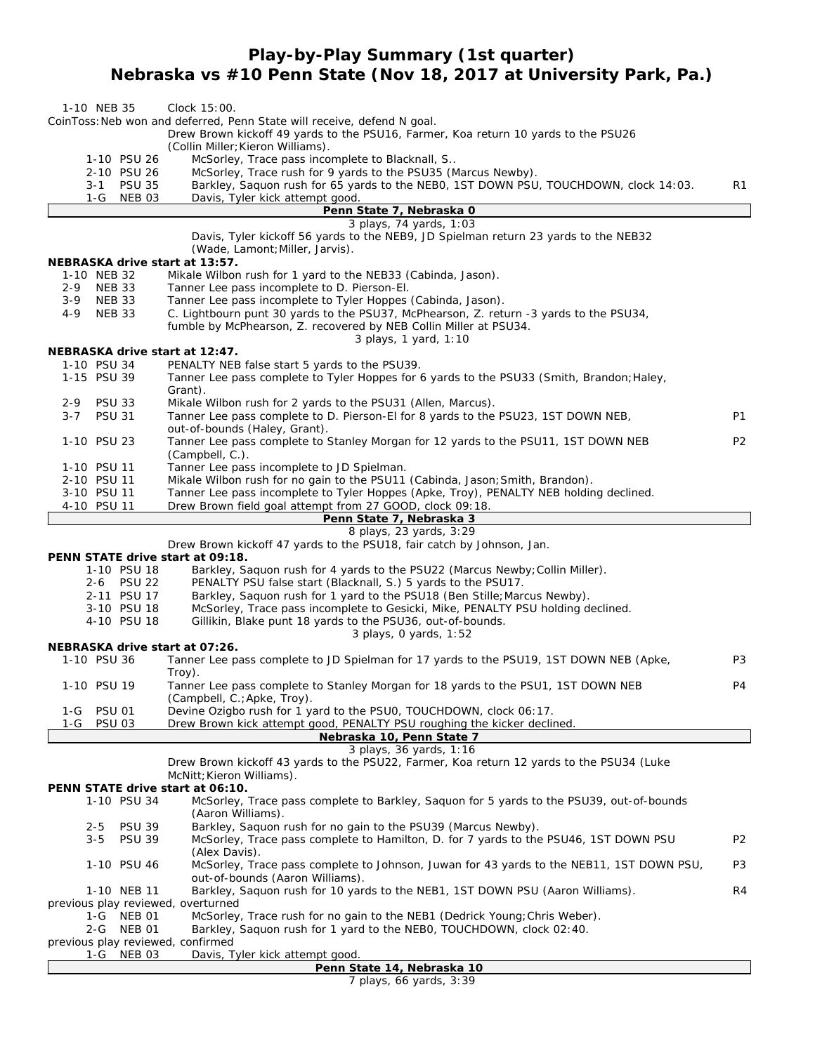# Play-by-Play Summary (1st quarter)
## Nebraska vs #10 Penn State (Nov 18, 2017 at University Park, Pa.)

| Down/Spot | Play | |
|---|---|---|
| 1-10 NEB 35 | Clock 15:00. | |
| | CoinToss: Neb won and deferred, Penn State will receive, defend N goal. | |
| | Drew Brown kickoff 49 yards to the PSU16, Farmer, Koa return 10 yards to the PSU26 (Collin Miller; Kieron Williams). | |
| 1-10 PSU 26 | McSorley, Trace pass incomplete to Blacknall, S.. | |
| 2-10 PSU 26 | McSorley, Trace rush for 9 yards to the PSU35 (Marcus Newby). | |
| 3-1 PSU 35 | Barkley, Saquon rush for 65 yards to the NEB0, 1ST DOWN PSU, TOUCHDOWN, clock 14:03. | R1 |
| 1-G NEB 03 | Davis, Tyler kick attempt good. | |
| | **Penn State 7, Nebraska 0** | |
| | 3 plays, 74 yards, 1:03 | |
| | Davis, Tyler kickoff 56 yards to the NEB9, JD Spielman return 23 yards to the NEB32 (Wade, Lamont; Miller, Jarvis). | |
| **NEBRASKA drive start at 13:57.** | | |
| 1-10 NEB 32 | Mikale Wilbon rush for 1 yard to the NEB33 (Cabinda, Jason). | |
| 2-9 NEB 33 | Tanner Lee pass incomplete to D. Pierson-El. | |
| 3-9 NEB 33 | Tanner Lee pass incomplete to Tyler Hoppes (Cabinda, Jason). | |
| 4-9 NEB 33 | C. Lightbourn punt 30 yards to the PSU37, McPhearson, Z. return -3 yards to the PSU34, fumble by McPhearson, Z. recovered by NEB Collin Miller at PSU34. | |
| | 3 plays, 1 yard, 1:10 | |
| **NEBRASKA drive start at 12:47.** | | |
| 1-10 PSU 34 | PENALTY NEB false start 5 yards to the PSU39. | |
| 1-15 PSU 39 | Tanner Lee pass complete to Tyler Hoppes for 6 yards to the PSU33 (Smith, Brandon; Haley, Grant). | |
| 2-9 PSU 33 | Mikale Wilbon rush for 2 yards to the PSU31 (Allen, Marcus). | |
| 3-7 PSU 31 | Tanner Lee pass complete to D. Pierson-El for 8 yards to the PSU23, 1ST DOWN NEB, out-of-bounds (Haley, Grant). | P1 |
| 1-10 PSU 23 | Tanner Lee pass complete to Stanley Morgan for 12 yards to the PSU11, 1ST DOWN NEB (Campbell, C.). | P2 |
| 1-10 PSU 11 | Tanner Lee pass incomplete to JD Spielman. | |
| 2-10 PSU 11 | Mikale Wilbon rush for no gain to the PSU11 (Cabinda, Jason; Smith, Brandon). | |
| 3-10 PSU 11 | Tanner Lee pass incomplete to Tyler Hoppes (Apke, Troy), PENALTY NEB holding declined. | |
| 4-10 PSU 11 | Drew Brown field goal attempt from 27 GOOD, clock 09:18. | |
| | **Penn State 7, Nebraska 3** | |
| | 8 plays, 23 yards, 3:29 | |
| | Drew Brown kickoff 47 yards to the PSU18, fair catch by Johnson, Jan. | |
| **PENN STATE drive start at 09:18.** | | |
| 1-10 PSU 18 | Barkley, Saquon rush for 4 yards to the PSU22 (Marcus Newby; Collin Miller). | |
| 2-6 PSU 22 | PENALTY PSU false start (Blacknall, S.) 5 yards to the PSU17. | |
| 2-11 PSU 17 | Barkley, Saquon rush for 1 yard to the PSU18 (Ben Stille; Marcus Newby). | |
| 3-10 PSU 18 | McSorley, Trace pass incomplete to Gesicki, Mike, PENALTY PSU holding declined. | |
| 4-10 PSU 18 | Gillikin, Blake punt 18 yards to the PSU36, out-of-bounds. | |
| | 3 plays, 0 yards, 1:52 | |
| **NEBRASKA drive start at 07:26.** | | |
| 1-10 PSU 36 | Tanner Lee pass complete to JD Spielman for 17 yards to the PSU19, 1ST DOWN NEB (Apke, Troy). | P3 |
| 1-10 PSU 19 | Tanner Lee pass complete to Stanley Morgan for 18 yards to the PSU1, 1ST DOWN NEB (Campbell, C.; Apke, Troy). | P4 |
| 1-G PSU 01 | Devine Ozigbo rush for 1 yard to the PSU0, TOUCHDOWN, clock 06:17. | |
| 1-G PSU 03 | Drew Brown kick attempt good, PENALTY PSU roughing the kicker declined. | |
| | **Nebraska 10, Penn State 7** | |
| | 3 plays, 36 yards, 1:16 | |
| | Drew Brown kickoff 43 yards to the PSU22, Farmer, Koa return 12 yards to the PSU34 (Luke McNitt; Kieron Williams). | |
| **PENN STATE drive start at 06:10.** | | |
| 1-10 PSU 34 | McSorley, Trace pass complete to Barkley, Saquon for 5 yards to the PSU39, out-of-bounds (Aaron Williams). | |
| 2-5 PSU 39 | Barkley, Saquon rush for no gain to the PSU39 (Marcus Newby). | |
| 3-5 PSU 39 | McSorley, Trace pass complete to Hamilton, D. for 7 yards to the PSU46, 1ST DOWN PSU (Alex Davis). | P2 |
| 1-10 PSU 46 | McSorley, Trace pass complete to Johnson, Juwan for 43 yards to the NEB11, 1ST DOWN PSU, out-of-bounds (Aaron Williams). | P3 |
| 1-10 NEB 11 | Barkley, Saquon rush for 10 yards to the NEB1, 1ST DOWN PSU (Aaron Williams). | R4 |
| | previous play reviewed, overturned | |
| 1-G NEB 01 | McSorley, Trace rush for no gain to the NEB1 (Dedrick Young; Chris Weber). | |
| 2-G NEB 01 | Barkley, Saquon rush for 1 yard to the NEB0, TOUCHDOWN, clock 02:40. | |
| | previous play reviewed, confirmed | |
| 1-G NEB 03 | Davis, Tyler kick attempt good. | |
| | **Penn State 14, Nebraska 10** | |
| | 7 plays, 66 yards, 3:39 | |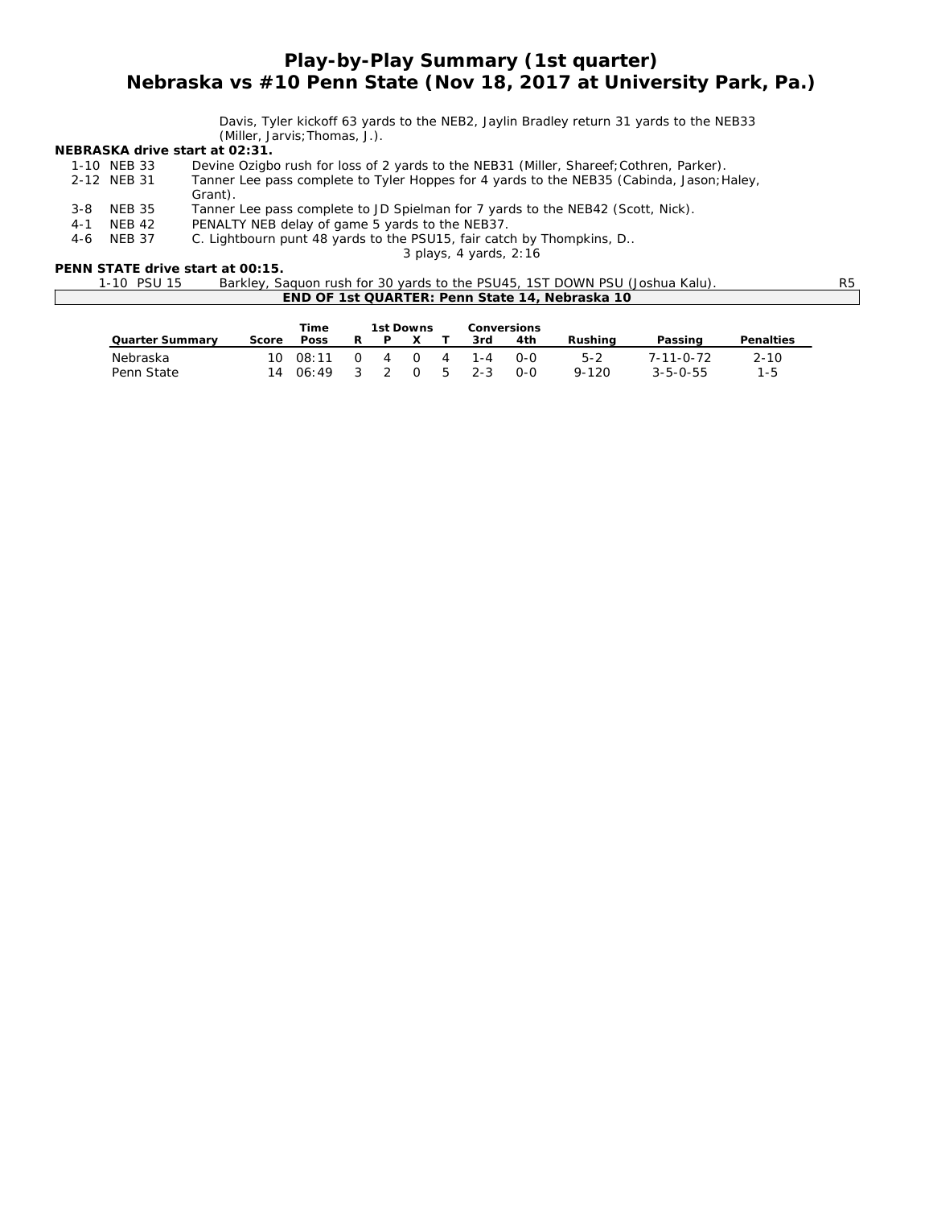# Play-by-Play Summary (1st quarter)
## Nebraska vs #10 Penn State (Nov 18, 2017 at University Park, Pa.)

Davis, Tyler kickoff 63 yards to the NEB2, Jaylin Bradley return 31 yards to the NEB33 (Miller, Jarvis;Thomas, J.).

**NEBRASKA drive start at 02:31.**

| | | |
|---|---|---|
| 1-10 | NEB 33 | Devine Ozigbo rush for loss of 2 yards to the NEB31 (Miller, Shareef;Cothren, Parker). |
| 2-12 | NEB 31 | Tanner Lee pass complete to Tyler Hoppes for 4 yards to the NEB35 (Cabinda, Jason;Haley, Grant). |
| 3-8 | NEB 35 | Tanner Lee pass complete to JD Spielman for 7 yards to the NEB42 (Scott, Nick). |
| 4-1 | NEB 42 | PENALTY NEB delay of game 5 yards to the NEB37. |
| 4-6 | NEB 37 | C. Lightbourn punt 48 yards to the PSU15, fair catch by Thompkins, D.. |

3 plays, 4 yards, 2:16

**PENN STATE drive start at 00:15.**

| | | | |
|---|---|---|---|
| 1-10 | PSU 15 | Barkley, Saquon rush for 30 yards to the PSU45, 1ST DOWN PSU (Joshua Kalu). | R5 |

**END OF 1st QUARTER: Penn State 14, Nebraska 10**

| Quarter Summary | Score | Time Poss | 1st Downs R | P | X | T | Conversions 3rd | 4th | Rushing | Passing | Penalties |
|---|---|---|---|---|---|---|---|---|---|---|---|
| Nebraska | 10 | 08:11 | 0 | 4 | 0 | 4 | 1-4 | 0-0 | 5-2 | 7-11-0-72 | 2-10 |
| Penn State | 14 | 06:49 | 3 | 2 | 0 | 5 | 2-3 | 0-0 | 9-120 | 3-5-0-55 | 1-5 |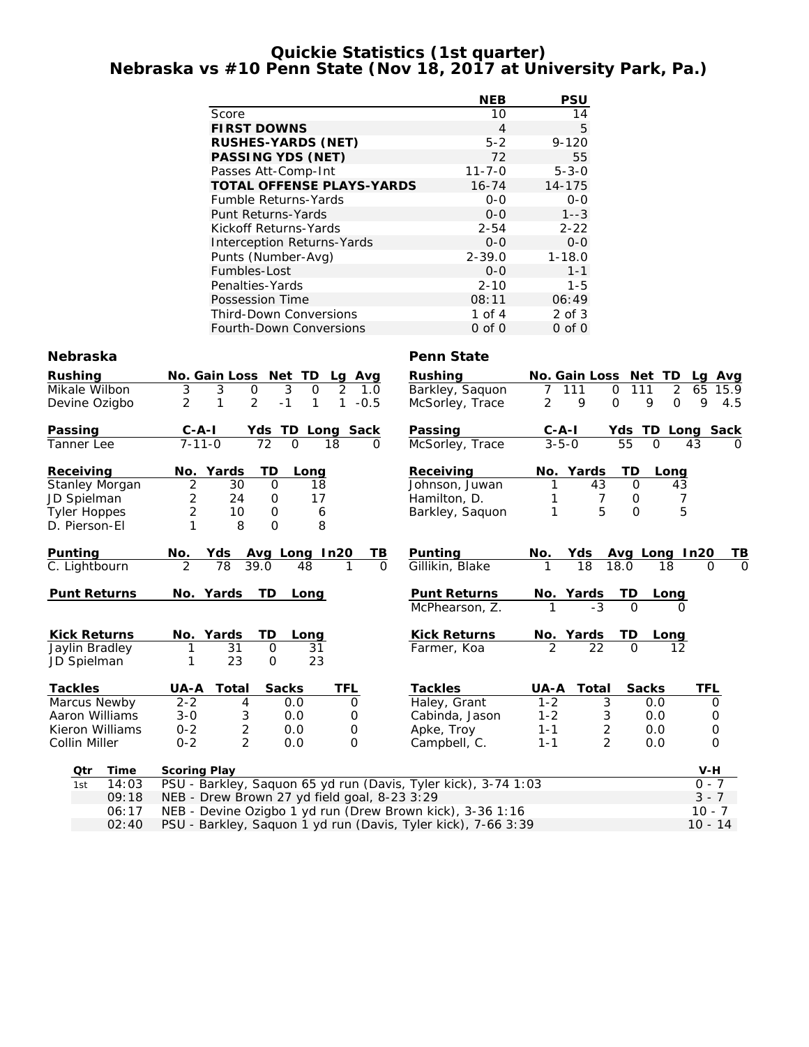# Quickie Statistics (1st quarter)
## Nebraska vs #10 Penn State (Nov 18, 2017 at University Park, Pa.)

| | NEB | PSU |
|---|---|---|
| Score | 10 | 14 |
| **FIRST DOWNS** | 4 | 5 |
| **RUSHES-YARDS (NET)** | 5-2 | 9-120 |
| **PASSING YDS (NET)** | 72 | 55 |
| Passes Att-Comp-Int | 11-7-0 | 5-3-0 |
| **TOTAL OFFENSE PLAYS-YARDS** | 16-74 | 14-175 |
| Fumble Returns-Yards | 0-0 | 0-0 |
| Punt Returns-Yards | 0-0 | 1--3 |
| Kickoff Returns-Yards | 2-54 | 2-22 |
| Interception Returns-Yards | 0-0 | 0-0 |
| Punts (Number-Avg) | 2-39.0 | 1-18.0 |
| Fumbles-Lost | 0-0 | 1-1 |
| Penalties-Yards | 2-10 | 1-5 |
| Possession Time | 08:11 | 06:49 |
| Third-Down Conversions | 1 of 4 | 2 of 3 |
| Fourth-Down Conversions | 0 of 0 | 0 of 0 |

### Nebraska

| Rushing | No. | Gain | Loss | Net | TD | Lg | Avg |
|---|---|---|---|---|---|---|---|
| Mikale Wilbon | 3 | 3 | 0 | 3 | 0 | 2 | 1.0 |
| Devine Ozigbo | 2 | 1 | 2 | -1 | 1 | 1 | -0.5 |

| Passing | C-A-I | Yds | TD | Long | Sack |
|---|---|---|---|---|---|
| Tanner Lee | 7-11-0 | 72 | 0 | 18 | 0 |

| Receiving | No. | Yards | TD | Long |
|---|---|---|---|---|
| Stanley Morgan | 2 | 30 | 0 | 18 |
| JD Spielman | 2 | 24 | 0 | 17 |
| Tyler Hoppes | 2 | 10 | 0 | 6 |
| D. Pierson-El | 1 | 8 | 0 | 8 |

| Punting | No. | Yds | Avg | Long | In20 | TB |
|---|---|---|---|---|---|---|
| C. Lightbourn | 2 | 78 | 39.0 | 48 | 1 | 0 |

| Punt Returns | No. | Yards | TD | Long |
|---|---|---|---|---|

| Kick Returns | No. | Yards | TD | Long |
|---|---|---|---|---|
| Jaylin Bradley | 1 | 31 | 0 | 31 |
| JD Spielman | 1 | 23 | 0 | 23 |

| Tackles | UA-A | Total | Sacks | TFL |
|---|---|---|---|---|
| Marcus Newby | 2-2 | 4 | 0.0 | 0 |
| Aaron Williams | 3-0 | 3 | 0.0 | 0 |
| Kieron Williams | 0-2 | 2 | 0.0 | 0 |
| Collin Miller | 0-2 | 2 | 0.0 | 0 |

### Penn State

| Rushing | No. | Gain | Loss | Net | TD | Lg | Avg |
|---|---|---|---|---|---|---|---|
| Barkley, Saquon | 7 | 111 | 0 | 111 | 2 | 65 | 15.9 |
| McSorley, Trace | 2 | 9 | 0 | 9 | 0 | 9 | 4.5 |

| Passing | C-A-I | Yds | TD | Long | Sack |
|---|---|---|---|---|---|
| McSorley, Trace | 3-5-0 | 55 | 0 | 43 | 0 |

| Receiving | No. | Yards | TD | Long |
|---|---|---|---|---|
| Johnson, Juwan | 1 | 43 | 0 | 43 |
| Hamilton, D. | 1 | 7 | 0 | 7 |
| Barkley, Saquon | 1 | 5 | 0 | 5 |

| Punting | No. | Yds | Avg | Long | In20 | TB |
|---|---|---|---|---|---|---|
| Gillikin, Blake | 1 | 18 | 18.0 | 18 | 0 | 0 |

| Punt Returns | No. | Yards | TD | Long |
|---|---|---|---|---|
| McPhearson, Z. | 1 | -3 | 0 | 0 |

| Kick Returns | No. | Yards | TD | Long |
|---|---|---|---|---|
| Farmer, Koa | 2 | 22 | 0 | 12 |

| Tackles | UA-A | Total | Sacks | TFL |
|---|---|---|---|---|
| Haley, Grant | 1-2 | 3 | 0.0 | 0 |
| Cabinda, Jason | 1-2 | 3 | 0.0 | 0 |
| Apke, Troy | 1-1 | 2 | 0.0 | 0 |
| Campbell, C. | 1-1 | 2 | 0.0 | 0 |

| Qtr | Time | Scoring Play | V-H |
|---|---|---|---|
| 1st | 14:03 | PSU - Barkley, Saquon 65 yd run (Davis, Tyler kick), 3-74 1:03 | 0 - 7 |
| | 09:18 | NEB - Drew Brown 27 yd field goal, 8-23 3:29 | 3 - 7 |
| | 06:17 | NEB - Devine Ozigbo 1 yd run (Drew Brown kick), 3-36 1:16 | 10 - 7 |
| | 02:40 | PSU - Barkley, Saquon 1 yd run (Davis, Tyler kick), 7-66 3:39 | 10 - 14 |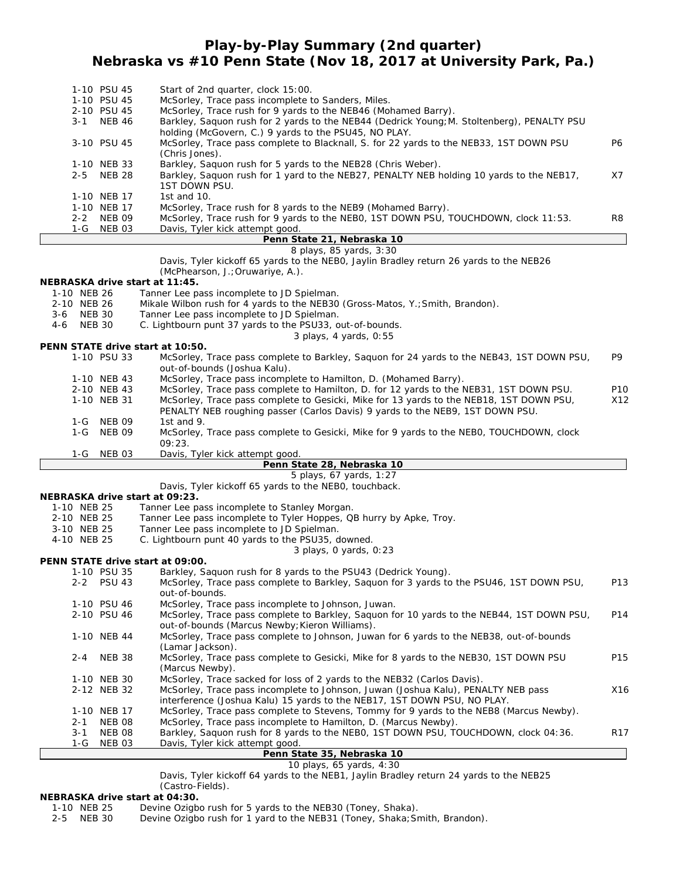# Play-by-Play Summary (2nd quarter)
## Nebraska vs #10 Penn State (Nov 18, 2017 at University Park, Pa.)

| Down | Play | |
|---|---|---|
| 1-10 PSU 45 | Start of 2nd quarter, clock 15:00. | |
| 1-10 PSU 45 | McSorley, Trace pass incomplete to Sanders, Miles. | |
| 2-10 PSU 45 | McSorley, Trace rush for 9 yards to the NEB46 (Mohamed Barry). | |
| 3-1 NEB 46 | Barkley, Saquon rush for 2 yards to the NEB44 (Dedrick Young;M. Stoltenberg), PENALTY PSU holding (McGovern, C.) 9 yards to the PSU45, NO PLAY. | |
| 3-10 PSU 45 | McSorley, Trace pass complete to Blacknall, S. for 22 yards to the NEB33, 1ST DOWN PSU (Chris Jones). | P6 |
| 1-10 NEB 33 | Barkley, Saquon rush for 5 yards to the NEB28 (Chris Weber). | |
| 2-5 NEB 28 | Barkley, Saquon rush for 1 yard to the NEB27, PENALTY NEB holding 10 yards to the NEB17, 1ST DOWN PSU. | X7 |
| 1-10 NEB 17 | 1st and 10. | |
| 1-10 NEB 17 | McSorley, Trace rush for 8 yards to the NEB9 (Mohamed Barry). | |
| 2-2 NEB 09 | McSorley, Trace rush for 9 yards to the NEB0, 1ST DOWN PSU, TOUCHDOWN, clock 11:53. | R8 |
| 1-G NEB 03 | Davis, Tyler kick attempt good. | |

**Penn State 21, Nebraska 10**

8 plays, 85 yards, 3:30

Davis, Tyler kickoff 65 yards to the NEB0, Jaylin Bradley return 26 yards to the NEB26 (McPhearson, J.;Oruwariye, A.).

**NEBRASKA drive start at 11:45.**

| Down | Play | |
|---|---|---|
| 1-10 NEB 26 | Tanner Lee pass incomplete to JD Spielman. | |
| 2-10 NEB 26 | Mikale Wilbon rush for 4 yards to the NEB30 (Gross-Matos, Y.;Smith, Brandon). | |
| 3-6 NEB 30 | Tanner Lee pass incomplete to JD Spielman. | |
| 4-6 NEB 30 | C. Lightbourn punt 37 yards to the PSU33, out-of-bounds. | |

3 plays, 4 yards, 0:55

**PENN STATE drive start at 10:50.**

| Down | Play | |
|---|---|---|
| 1-10 PSU 33 | McSorley, Trace pass complete to Barkley, Saquon for 24 yards to the NEB43, 1ST DOWN PSU, out-of-bounds (Joshua Kalu). | P9 |
| 1-10 NEB 43 | McSorley, Trace pass incomplete to Hamilton, D. (Mohamed Barry). | |
| 2-10 NEB 43 | McSorley, Trace pass complete to Hamilton, D. for 12 yards to the NEB31, 1ST DOWN PSU. | P10 |
| 1-10 NEB 31 | McSorley, Trace pass complete to Gesicki, Mike for 13 yards to the NEB18, 1ST DOWN PSU, PENALTY NEB roughing passer (Carlos Davis) 9 yards to the NEB9, 1ST DOWN PSU. | X12 |
| 1-G NEB 09 | 1st and 9. | |
| 1-G NEB 09 | McSorley, Trace pass complete to Gesicki, Mike for 9 yards to the NEB0, TOUCHDOWN, clock 09:23. | |
| 1-G NEB 03 | Davis, Tyler kick attempt good. | |

**Penn State 28, Nebraska 10**

5 plays, 67 yards, 1:27

Davis, Tyler kickoff 65 yards to the NEB0, touchback.

**NEBRASKA drive start at 09:23.**

| Down | Play | |
|---|---|---|
| 1-10 NEB 25 | Tanner Lee pass incomplete to Stanley Morgan. | |
| 2-10 NEB 25 | Tanner Lee pass incomplete to Tyler Hoppes, QB hurry by Apke, Troy. | |
| 3-10 NEB 25 | Tanner Lee pass incomplete to JD Spielman. | |
| 4-10 NEB 25 | C. Lightbourn punt 40 yards to the PSU35, downed. | |

3 plays, 0 yards, 0:23

**PENN STATE drive start at 09:00.**

| Down | Play | |
|---|---|---|
| 1-10 PSU 35 | Barkley, Saquon rush for 8 yards to the PSU43 (Dedrick Young). | |
| 2-2 PSU 43 | McSorley, Trace pass complete to Barkley, Saquon for 3 yards to the PSU46, 1ST DOWN PSU, out-of-bounds. | P13 |
| 1-10 PSU 46 | McSorley, Trace pass incomplete to Johnson, Juwan. | |
| 2-10 PSU 46 | McSorley, Trace pass complete to Barkley, Saquon for 10 yards to the NEB44, 1ST DOWN PSU, out-of-bounds (Marcus Newby;Kieron Williams). | P14 |
| 1-10 NEB 44 | McSorley, Trace pass complete to Johnson, Juwan for 6 yards to the NEB38, out-of-bounds (Lamar Jackson). | |
| 2-4 NEB 38 | McSorley, Trace pass complete to Gesicki, Mike for 8 yards to the NEB30, 1ST DOWN PSU (Marcus Newby). | P15 |
| 1-10 NEB 30 | McSorley, Trace sacked for loss of 2 yards to the NEB32 (Carlos Davis). | |
| 2-12 NEB 32 | McSorley, Trace pass incomplete to Johnson, Juwan (Joshua Kalu), PENALTY NEB pass interference (Joshua Kalu) 15 yards to the NEB17, 1ST DOWN PSU, NO PLAY. | X16 |
| 1-10 NEB 17 | McSorley, Trace pass complete to Stevens, Tommy for 9 yards to the NEB8 (Marcus Newby). | |
| 2-1 NEB 08 | McSorley, Trace pass incomplete to Hamilton, D. (Marcus Newby). | |
| 3-1 NEB 08 | Barkley, Saquon rush for 8 yards to the NEB0, 1ST DOWN PSU, TOUCHDOWN, clock 04:36. | R17 |
| 1-G NEB 03 | Davis, Tyler kick attempt good. | |

**Penn State 35, Nebraska 10**

10 plays, 65 yards, 4:30

Davis, Tyler kickoff 64 yards to the NEB1, Jaylin Bradley return 24 yards to the NEB25 (Castro-Fields).

**NEBRASKA drive start at 04:30.**

| Down | Play | |
|---|---|---|
| 1-10 NEB 25 | Devine Ozigbo rush for 5 yards to the NEB30 (Toney, Shaka). | |
| 2-5 NEB 30 | Devine Ozigbo rush for 1 yard to the NEB31 (Toney, Shaka;Smith, Brandon). | |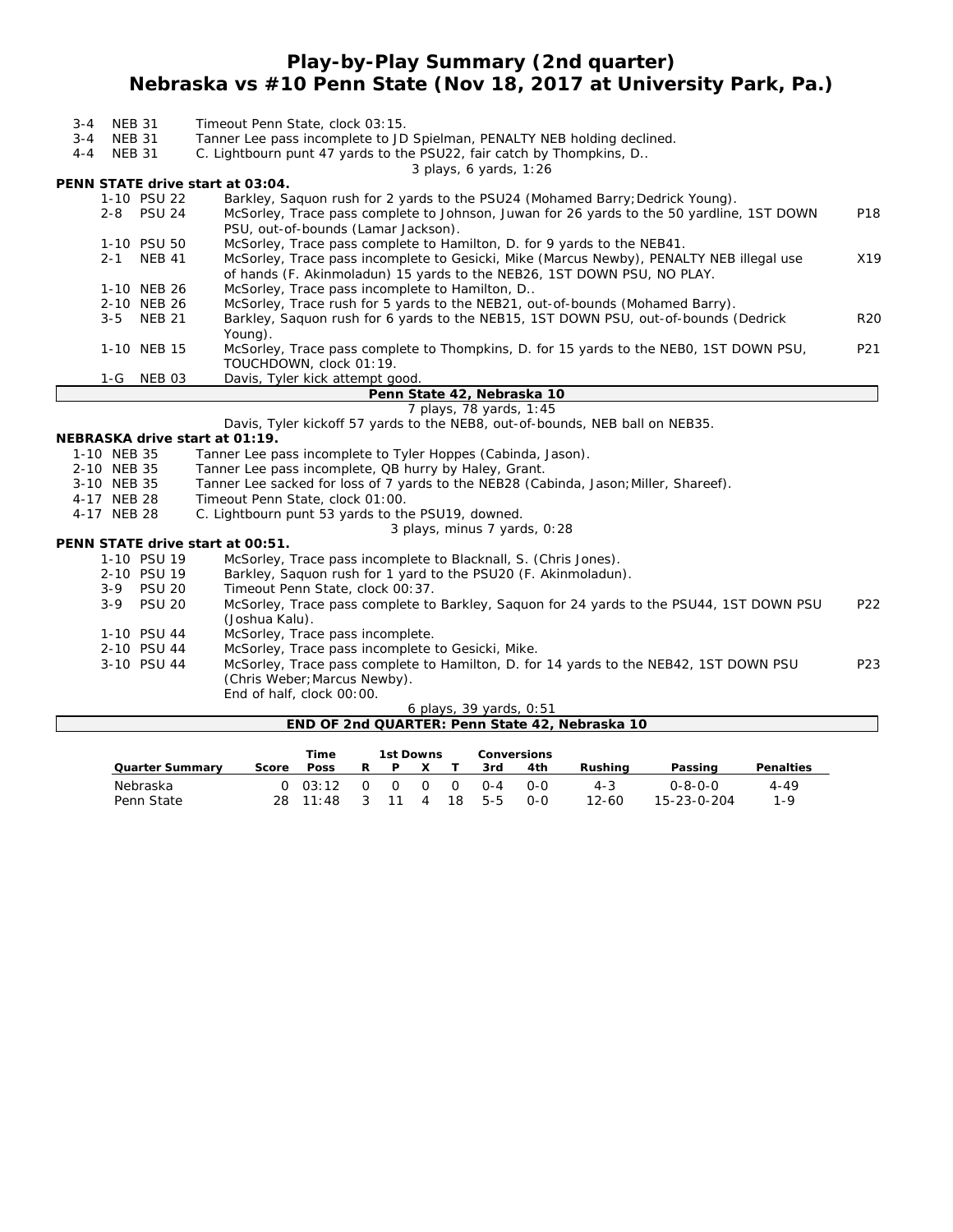# Play-by-Play Summary (2nd quarter)
## Nebraska vs #10 Penn State (Nov 18, 2017 at University Park, Pa.)

| | | | |
|---|---|---|---|
| 3-4 | NEB 31 | Timeout Penn State, clock 03:15. | |
| 3-4 | NEB 31 | Tanner Lee pass incomplete to JD Spielman, PENALTY NEB holding declined. | |
| 4-4 | NEB 31 | C. Lightbourn punt 47 yards to the PSU22, fair catch by Thompkins, D.. | |
| | | 3 plays, 6 yards, 1:26 | |

**PENN STATE drive start at 03:04.**

| | | | |
|---|---|---|---|
| 1-10 | PSU 22 | Barkley, Saquon rush for 2 yards to the PSU24 (Mohamed Barry;Dedrick Young). | |
| 2-8 | PSU 24 | McSorley, Trace pass complete to Johnson, Juwan for 26 yards to the 50 yardline, 1ST DOWN PSU, out-of-bounds (Lamar Jackson). | P18 |
| 1-10 | PSU 50 | McSorley, Trace pass complete to Hamilton, D. for 9 yards to the NEB41. | |
| 2-1 | NEB 41 | McSorley, Trace pass incomplete to Gesicki, Mike (Marcus Newby), PENALTY NEB illegal use of hands (F. Akinmoladun) 15 yards to the NEB26, 1ST DOWN PSU, NO PLAY. | X19 |
| 1-10 | NEB 26 | McSorley, Trace pass incomplete to Hamilton, D.. | |
| 2-10 | NEB 26 | McSorley, Trace rush for 5 yards to the NEB21, out-of-bounds (Mohamed Barry). | |
| 3-5 | NEB 21 | Barkley, Saquon rush for 6 yards to the NEB15, 1ST DOWN PSU, out-of-bounds (Dedrick Young). | R20 |
| 1-10 | NEB 15 | McSorley, Trace pass complete to Thompkins, D. for 15 yards to the NEB0, 1ST DOWN PSU, TOUCHDOWN, clock 01:19. | P21 |
| 1-G | NEB 03 | Davis, Tyler kick attempt good. | |

**Penn State 42, Nebraska 10**

7 plays, 78 yards, 1:45

Davis, Tyler kickoff 57 yards to the NEB8, out-of-bounds, NEB ball on NEB35.

**NEBRASKA drive start at 01:19.**

| | | |
|---|---|---|
| 1-10 | NEB 35 | Tanner Lee pass incomplete to Tyler Hoppes (Cabinda, Jason). |
| 2-10 | NEB 35 | Tanner Lee pass incomplete, QB hurry by Haley, Grant. |
| 3-10 | NEB 35 | Tanner Lee sacked for loss of 7 yards to the NEB28 (Cabinda, Jason;Miller, Shareef). |
| 4-17 | NEB 28 | Timeout Penn State, clock 01:00. |
| 4-17 | NEB 28 | C. Lightbourn punt 53 yards to the PSU19, downed. |

3 plays, minus 7 yards, 0:28

**PENN STATE drive start at 00:51.**

| | | | |
|---|---|---|---|
| 1-10 | PSU 19 | McSorley, Trace pass incomplete to Blacknall, S. (Chris Jones). | |
| 2-10 | PSU 19 | Barkley, Saquon rush for 1 yard to the PSU20 (F. Akinmoladun). | |
| 3-9 | PSU 20 | Timeout Penn State, clock 00:37. | |
| 3-9 | PSU 20 | McSorley, Trace pass complete to Barkley, Saquon for 24 yards to the PSU44, 1ST DOWN PSU (Joshua Kalu). | P22 |
| 1-10 | PSU 44 | McSorley, Trace pass incomplete. | |
| 2-10 | PSU 44 | McSorley, Trace pass incomplete to Gesicki, Mike. | |
| 3-10 | PSU 44 | McSorley, Trace pass complete to Hamilton, D. for 14 yards to the NEB42, 1ST DOWN PSU (Chris Weber;Marcus Newby). End of half, clock 00:00. | P23 |

6 plays, 39 yards, 0:51

**END OF 2nd QUARTER: Penn State 42, Nebraska 10**

| Quarter Summary | Score | Time Poss | 1st Downs R | P | X | T | Conversions 3rd | 4th | Rushing | Passing | Penalties |
|---|---|---|---|---|---|---|---|---|---|---|---|
| Nebraska | 0 | 03:12 | 0 | 0 | 0 | 0 | 0-4 | 0-0 | 4-3 | 0-8-0-0 | 4-49 |
| Penn State | 28 | 11:48 | 3 | 11 | 4 | 18 | 5-5 | 0-0 | 12-60 | 15-23-0-204 | 1-9 |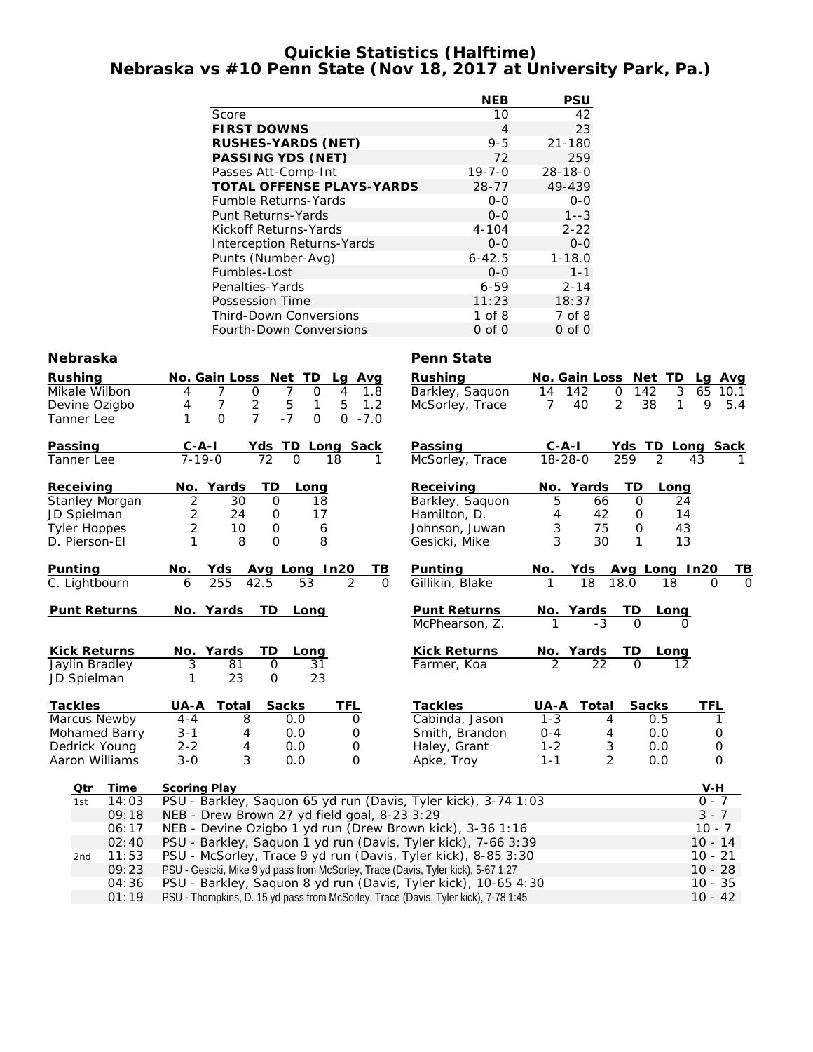# Quickie Statistics (Halftime)
## Nebraska vs #10 Penn State (Nov 18, 2017 at University Park, Pa.)

| | NEB | PSU |
|---|---|---|
| Score | 10 | 42 |
| **FIRST DOWNS** | 4 | 23 |
| **RUSHES-YARDS (NET)** | 9-5 | 21-180 |
| **PASSING YDS (NET)** | 72 | 259 |
| Passes Att-Comp-Int | 19-7-0 | 28-18-0 |
| **TOTAL OFFENSE PLAYS-YARDS** | 28-77 | 49-439 |
| Fumble Returns-Yards | 0-0 | 0-0 |
| Punt Returns-Yards | 0-0 | 1--3 |
| Kickoff Returns-Yards | 4-104 | 2-22 |
| Interception Returns-Yards | 0-0 | 0-0 |
| Punts (Number-Avg) | 6-42.5 | 1-18.0 |
| Fumbles-Lost | 0-0 | 1-1 |
| Penalties-Yards | 6-59 | 2-14 |
| Possession Time | 11:23 | 18:37 |
| Third-Down Conversions | 1 of 8 | 7 of 8 |
| Fourth-Down Conversions | 0 of 0 | 0 of 0 |

### Nebraska

| Rushing | No. | Gain | Loss | Net | TD | Lg | Avg |
|---|---|---|---|---|---|---|---|
| Mikale Wilbon | 4 | 7 | 0 | 7 | 0 | 4 | 1.8 |
| Devine Ozigbo | 4 | 7 | 2 | 5 | 1 | 5 | 1.2 |
| Tanner Lee | 1 | 0 | 7 | -7 | 0 | 0 | -7.0 |

| Passing | C-A-I | Yds | TD | Long | Sack |
|---|---|---|---|---|---|
| Tanner Lee | 7-19-0 | 72 | 0 | 18 | 1 |

| Receiving | No. | Yards | TD | Long |
|---|---|---|---|---|
| Stanley Morgan | 2 | 30 | 0 | 18 |
| JD Spielman | 2 | 24 | 0 | 17 |
| Tyler Hoppes | 2 | 10 | 0 | 6 |
| D. Pierson-El | 1 | 8 | 0 | 8 |

| Punting | No. | Yds | Avg | Long | In20 | TB |
|---|---|---|---|---|---|---|
| C. Lightbourn | 6 | 255 | 42.5 | 53 | 2 | 0 |

| Punt Returns | No. | Yards | TD | Long |
|---|---|---|---|---|

| Kick Returns | No. | Yards | TD | Long |
|---|---|---|---|---|
| Jaylin Bradley | 3 | 81 | 0 | 31 |
| JD Spielman | 1 | 23 | 0 | 23 |

| Tackles | UA-A | Total | Sacks | TFL |
|---|---|---|---|---|
| Marcus Newby | 4-4 | 8 | 0.0 | 0 |
| Mohamed Barry | 3-1 | 4 | 0.0 | 0 |
| Dedrick Young | 2-2 | 4 | 0.0 | 0 |
| Aaron Williams | 3-0 | 3 | 0.0 | 0 |

### Penn State

| Rushing | No. | Gain | Loss | Net | TD | Lg | Avg |
|---|---|---|---|---|---|---|---|
| Barkley, Saquon | 14 | 142 | 0 | 142 | 3 | 65 | 10.1 |
| McSorley, Trace | 7 | 40 | 2 | 38 | 1 | 9 | 5.4 |

| Passing | C-A-I | Yds | TD | Long | Sack |
|---|---|---|---|---|---|
| McSorley, Trace | 18-28-0 | 259 | 2 | 43 | 1 |

| Receiving | No. | Yards | TD | Long |
|---|---|---|---|---|
| Barkley, Saquon | 5 | 66 | 0 | 24 |
| Hamilton, D. | 4 | 42 | 0 | 14 |
| Johnson, Juwan | 3 | 75 | 0 | 43 |
| Gesicki, Mike | 3 | 30 | 1 | 13 |

| Punting | No. | Yds | Avg | Long | In20 | TB |
|---|---|---|---|---|---|---|
| Gillikin, Blake | 1 | 18 | 18.0 | 18 | 0 | 0 |

| Punt Returns | No. | Yards | TD | Long |
|---|---|---|---|---|
| McPhearson, Z. | 1 | -3 | 0 | 0 |

| Kick Returns | No. | Yards | TD | Long |
|---|---|---|---|---|
| Farmer, Koa | 2 | 22 | 0 | 12 |

| Tackles | UA-A | Total | Sacks | TFL |
|---|---|---|---|---|
| Cabinda, Jason | 1-3 | 4 | 0.5 | 1 |
| Smith, Brandon | 0-4 | 4 | 0.0 | 0 |
| Haley, Grant | 1-2 | 3 | 0.0 | 0 |
| Apke, Troy | 1-1 | 2 | 0.0 | 0 |

| Qtr | Time | Scoring Play | V-H |
|---|---|---|---|
| 1st | 14:03 | PSU - Barkley, Saquon 65 yd run (Davis, Tyler kick), 3-74 1:03 | 0 - 7 |
| | 09:18 | NEB - Drew Brown 27 yd field goal, 8-23 3:29 | 3 - 7 |
| | 06:17 | NEB - Devine Ozigbo 1 yd run (Drew Brown kick), 3-36 1:16 | 10 - 7 |
| | 02:40 | PSU - Barkley, Saquon 1 yd run (Davis, Tyler kick), 7-66 3:39 | 10 - 14 |
| 2nd | 11:53 | PSU - McSorley, Trace 9 yd run (Davis, Tyler kick), 8-85 3:30 | 10 - 21 |
| | 09:23 | PSU - Gesicki, Mike 9 yd pass from McSorley, Trace (Davis, Tyler kick), 5-67 1:27 | 10 - 28 |
| | 04:36 | PSU - Barkley, Saquon 8 yd run (Davis, Tyler kick), 10-65 4:30 | 10 - 35 |
| | 01:19 | PSU - Thompkins, D. 15 yd pass from McSorley, Trace (Davis, Tyler kick), 7-78 1:45 | 10 - 42 |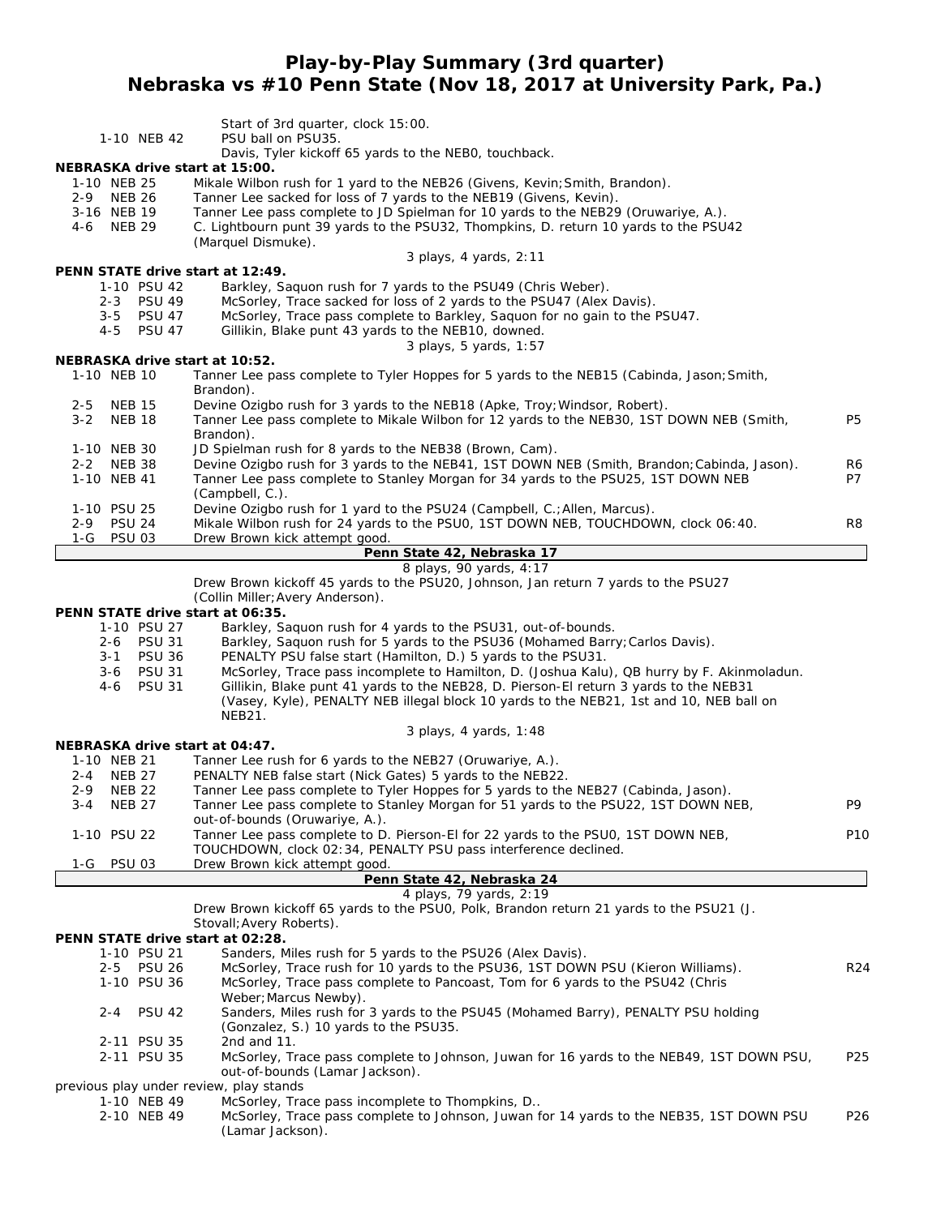# Play-by-Play Summary (3rd quarter)
## Nebraska vs #10 Penn State (Nov 18, 2017 at University Park, Pa.)

| Down | Play | |
|---|---|---|
| | Start of 3rd quarter, clock 15:00. | |
| 1-10 NEB 42 | PSU ball on PSU35. | |
| | Davis, Tyler kickoff 65 yards to the NEB0, touchback. | |

**NEBRASKA drive start at 15:00.**

| Down | Play | |
|---|---|---|
| 1-10 NEB 25 | Mikale Wilbon rush for 1 yard to the NEB26 (Givens, Kevin;Smith, Brandon). | |
| 2-9 NEB 26 | Tanner Lee sacked for loss of 7 yards to the NEB19 (Givens, Kevin). | |
| 3-16 NEB 19 | Tanner Lee pass complete to JD Spielman for 10 yards to the NEB29 (Oruwariye, A.). | |
| 4-6 NEB 29 | C. Lightbourn punt 39 yards to the PSU32, Thompkins, D. return 10 yards to the PSU42 (Marquel Dismuke). | |
| | 3 plays, 4 yards, 2:11 | |

**PENN STATE drive start at 12:49.**

| Down | Play | |
|---|---|---|
| 1-10 PSU 42 | Barkley, Saquon rush for 7 yards to the PSU49 (Chris Weber). | |
| 2-3 PSU 49 | McSorley, Trace sacked for loss of 2 yards to the PSU47 (Alex Davis). | |
| 3-5 PSU 47 | McSorley, Trace pass complete to Barkley, Saquon for no gain to the PSU47. | |
| 4-5 PSU 47 | Gillikin, Blake punt 43 yards to the NEB10, downed. | |
| | 3 plays, 5 yards, 1:57 | |

**NEBRASKA drive start at 10:52.**

| Down | Play | |
|---|---|---|
| 1-10 NEB 10 | Tanner Lee pass complete to Tyler Hoppes for 5 yards to the NEB15 (Cabinda, Jason;Smith, Brandon). | |
| 2-5 NEB 15 | Devine Ozigbo rush for 3 yards to the NEB18 (Apke, Troy;Windsor, Robert). | |
| 3-2 NEB 18 | Tanner Lee pass complete to Mikale Wilbon for 12 yards to the NEB30, 1ST DOWN NEB (Smith, Brandon). | P5 |
| 1-10 NEB 30 | JD Spielman rush for 8 yards to the NEB38 (Brown, Cam). | |
| 2-2 NEB 38 | Devine Ozigbo rush for 3 yards to the NEB41, 1ST DOWN NEB (Smith, Brandon;Cabinda, Jason). | R6 |
| 1-10 NEB 41 | Tanner Lee pass complete to Stanley Morgan for 34 yards to the PSU25, 1ST DOWN NEB (Campbell, C.). | P7 |
| 1-10 PSU 25 | Devine Ozigbo rush for 1 yard to the PSU24 (Campbell, C.;Allen, Marcus). | |
| 2-9 PSU 24 | Mikale Wilbon rush for 24 yards to the PSU0, 1ST DOWN NEB, TOUCHDOWN, clock 06:40. | R8 |
| 1-G PSU 03 | Drew Brown kick attempt good. | |
| | **Penn State 42, Nebraska 17** | |
| | 8 plays, 90 yards, 4:17 | |
| | Drew Brown kickoff 45 yards to the PSU20, Johnson, Jan return 7 yards to the PSU27 (Collin Miller;Avery Anderson). | |

**PENN STATE drive start at 06:35.**

| Down | Play | |
|---|---|---|
| 1-10 PSU 27 | Barkley, Saquon rush for 4 yards to the PSU31, out-of-bounds. | |
| 2-6 PSU 31 | Barkley, Saquon rush for 5 yards to the PSU36 (Mohamed Barry;Carlos Davis). | |
| 3-1 PSU 36 | PENALTY PSU false start (Hamilton, D.) 5 yards to the PSU31. | |
| 3-6 PSU 31 | McSorley, Trace pass incomplete to Hamilton, D. (Joshua Kalu), QB hurry by F. Akinmoladun. | |
| 4-6 PSU 31 | Gillikin, Blake punt 41 yards to the NEB28, D. Pierson-El return 3 yards to the NEB31 (Vasey, Kyle), PENALTY NEB illegal block 10 yards to the NEB21, 1st and 10, NEB ball on NEB21. | |
| | 3 plays, 4 yards, 1:48 | |

**NEBRASKA drive start at 04:47.**

| Down | Play | |
|---|---|---|
| 1-10 NEB 21 | Tanner Lee rush for 6 yards to the NEB27 (Oruwariye, A.). | |
| 2-4 NEB 27 | PENALTY NEB false start (Nick Gates) 5 yards to the NEB22. | |
| 2-9 NEB 22 | Tanner Lee pass complete to Tyler Hoppes for 5 yards to the NEB27 (Cabinda, Jason). | |
| 3-4 NEB 27 | Tanner Lee pass complete to Stanley Morgan for 51 yards to the PSU22, 1ST DOWN NEB, out-of-bounds (Oruwariye, A.). | P9 |
| 1-10 PSU 22 | Tanner Lee pass complete to D. Pierson-El for 22 yards to the PSU0, 1ST DOWN NEB, TOUCHDOWN, clock 02:34, PENALTY PSU pass interference declined. | P10 |
| 1-G PSU 03 | Drew Brown kick attempt good. | |
| | **Penn State 42, Nebraska 24** | |
| | 4 plays, 79 yards, 2:19 | |
| | Drew Brown kickoff 65 yards to the PSU0, Polk, Brandon return 21 yards to the PSU21 (J. Stovall;Avery Roberts). | |

**PENN STATE drive start at 02:28.**

| Down | Play | |
|---|---|---|
| 1-10 PSU 21 | Sanders, Miles rush for 5 yards to the PSU26 (Alex Davis). | |
| 2-5 PSU 26 | McSorley, Trace rush for 10 yards to the PSU36, 1ST DOWN PSU (Kieron Williams). | R24 |
| 1-10 PSU 36 | McSorley, Trace pass complete to Pancoast, Tom for 6 yards to the PSU42 (Chris Weber;Marcus Newby). | |
| 2-4 PSU 42 | Sanders, Miles rush for 3 yards to the PSU45 (Mohamed Barry), PENALTY PSU holding (Gonzalez, S.) 10 yards to the PSU35. | |
| 2-11 PSU 35 | 2nd and 11. | |
| 2-11 PSU 35 | McSorley, Trace pass complete to Johnson, Juwan for 16 yards to the NEB49, 1ST DOWN PSU, out-of-bounds (Lamar Jackson). | P25 |
| | previous play under review, play stands | |
| 1-10 NEB 49 | McSorley, Trace pass incomplete to Thompkins, D.. | |
| 2-10 NEB 49 | McSorley, Trace pass complete to Johnson, Juwan for 14 yards to the NEB35, 1ST DOWN PSU (Lamar Jackson). | P26 |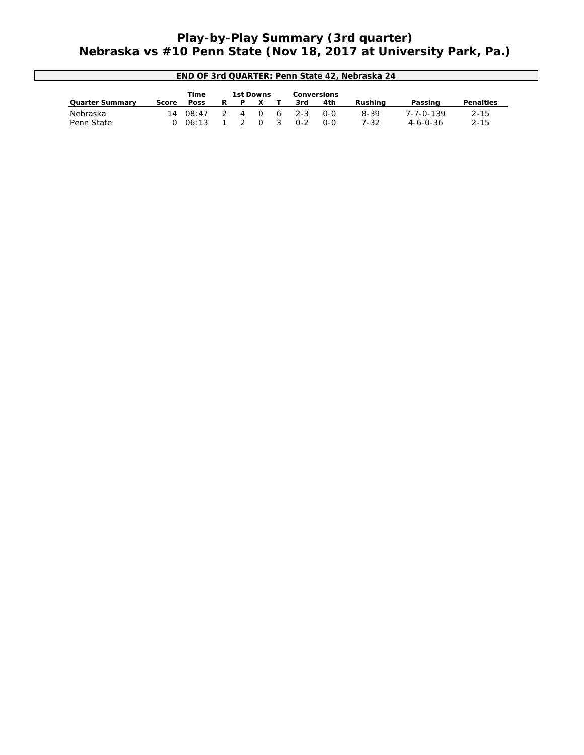# Play-by-Play Summary (3rd quarter)
# Nebraska vs #10 Penn State (Nov 18, 2017 at University Park, Pa.)

**END OF 3rd QUARTER: Penn State 42, Nebraska 24**

| Quarter Summary | Score | Time Poss | 1st Downs R | P | X | T | Conversions 3rd | 4th | Rushing | Passing | Penalties |
|---|---|---|---|---|---|---|---|---|---|---|---|
| Nebraska | 14 | 08:47 | 2 | 4 | 0 | 6 | 2-3 | 0-0 | 8-39 | 7-7-0-139 | 2-15 |
| Penn State | 0 | 06:13 | 1 | 2 | 0 | 3 | 0-2 | 0-0 | 7-32 | 4-6-0-36 | 2-15 |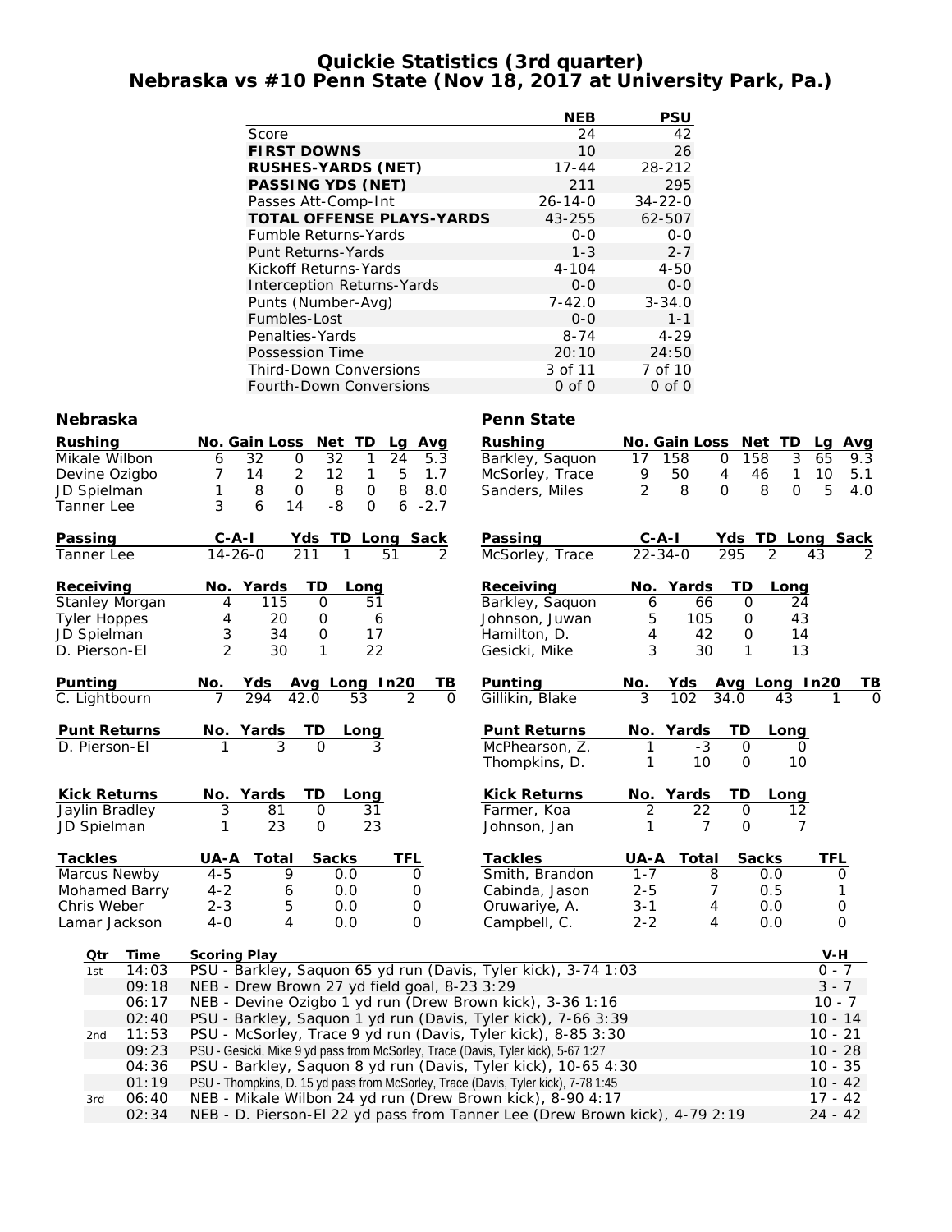# Quickie Statistics (3rd quarter)
## Nebraska vs #10 Penn State (Nov 18, 2017 at University Park, Pa.)

| | NEB | PSU |
|---|---|---|
| Score | 24 | 42 |
| **FIRST DOWNS** | 10 | 26 |
| **RUSHES-YARDS (NET)** | 17-44 | 28-212 |
| **PASSING YDS (NET)** | 211 | 295 |
| Passes Att-Comp-Int | 26-14-0 | 34-22-0 |
| **TOTAL OFFENSE PLAYS-YARDS** | 43-255 | 62-507 |
| Fumble Returns-Yards | 0-0 | 0-0 |
| Punt Returns-Yards | 1-3 | 2-7 |
| Kickoff Returns-Yards | 4-104 | 4-50 |
| Interception Returns-Yards | 0-0 | 0-0 |
| Punts (Number-Avg) | 7-42.0 | 3-34.0 |
| Fumbles-Lost | 0-0 | 1-1 |
| Penalties-Yards | 8-74 | 4-29 |
| Possession Time | 20:10 | 24:50 |
| Third-Down Conversions | 3 of 11 | 7 of 10 |
| Fourth-Down Conversions | 0 of 0 | 0 of 0 |

### Nebraska

| Rushing | No. | Gain | Loss | Net | TD | Lg | Avg |
|---|---|---|---|---|---|---|---|
| Mikale Wilbon | 6 | 32 | 0 | 32 | 1 | 24 | 5.3 |
| Devine Ozigbo | 7 | 14 | 2 | 12 | 1 | 5 | 1.7 |
| JD Spielman | 1 | 8 | 0 | 8 | 0 | 8 | 8.0 |
| Tanner Lee | 3 | 6 | 14 | -8 | 0 | 6 | -2.7 |

| Passing | C-A-I | Yds | TD | Long | Sack |
|---|---|---|---|---|---|
| Tanner Lee | 14-26-0 | 211 | 1 | 51 | 2 |

| Receiving | No. | Yards | TD | Long |
|---|---|---|---|---|
| Stanley Morgan | 4 | 115 | 0 | 51 |
| Tyler Hoppes | 4 | 20 | 0 | 6 |
| JD Spielman | 3 | 34 | 0 | 17 |
| D. Pierson-El | 2 | 30 | 1 | 22 |

| Punting | No. | Yds | Avg | Long | In20 | TB |
|---|---|---|---|---|---|---|
| C. Lightbourn | 7 | 294 | 42.0 | 53 | 2 | 0 |

| Punt Returns | No. | Yards | TD | Long |
|---|---|---|---|---|
| D. Pierson-El | 1 | 3 | 0 | 3 |

| Kick Returns | No. | Yards | TD | Long |
|---|---|---|---|---|
| Jaylin Bradley | 3 | 81 | 0 | 31 |
| JD Spielman | 1 | 23 | 0 | 23 |

| Tackles | UA-A | Total | Sacks | TFL |
|---|---|---|---|---|
| Marcus Newby | 4-5 | 9 | 0.0 | 0 |
| Mohamed Barry | 4-2 | 6 | 0.0 | 0 |
| Chris Weber | 2-3 | 5 | 0.0 | 0 |
| Lamar Jackson | 4-0 | 4 | 0.0 | 0 |

### Penn State

| Rushing | No. | Gain | Loss | Net | TD | Lg | Avg |
|---|---|---|---|---|---|---|---|
| Barkley, Saquon | 17 | 158 | 0 | 158 | 3 | 65 | 9.3 |
| McSorley, Trace | 9 | 50 | 4 | 46 | 1 | 10 | 5.1 |
| Sanders, Miles | 2 | 8 | 0 | 8 | 0 | 5 | 4.0 |

| Passing | C-A-I | Yds | TD | Long | Sack |
|---|---|---|---|---|---|
| McSorley, Trace | 22-34-0 | 295 | 2 | 43 | 2 |

| Receiving | No. | Yards | TD | Long |
|---|---|---|---|---|
| Barkley, Saquon | 6 | 66 | 0 | 24 |
| Johnson, Juwan | 5 | 105 | 0 | 43 |
| Hamilton, D. | 4 | 42 | 0 | 14 |
| Gesicki, Mike | 3 | 30 | 1 | 13 |

| Punting | No. | Yds | Avg | Long | In20 | TB |
|---|---|---|---|---|---|---|
| Gillikin, Blake | 3 | 102 | 34.0 | 43 | 1 | 0 |

| Punt Returns | No. | Yards | TD | Long |
|---|---|---|---|---|
| McPhearson, Z. | 1 | -3 | 0 | 0 |
| Thompkins, D. | 1 | 10 | 0 | 10 |

| Kick Returns | No. | Yards | TD | Long |
|---|---|---|---|---|
| Farmer, Koa | 2 | 22 | 0 | 12 |
| Johnson, Jan | 1 | 7 | 0 | 7 |

| Tackles | UA-A | Total | Sacks | TFL |
|---|---|---|---|---|
| Smith, Brandon | 1-7 | 8 | 0.0 | 0 |
| Cabinda, Jason | 2-5 | 7 | 0.5 | 1 |
| Oruwariye, A. | 3-1 | 4 | 0.0 | 0 |
| Campbell, C. | 2-2 | 4 | 0.0 | 0 |

### Scoring Plays

| Qtr | Time | Scoring Play | V-H |
|---|---|---|---|
| 1st | 14:03 | PSU - Barkley, Saquon 65 yd run (Davis, Tyler kick), 3-74 1:03 | 0 - 7 |
| | 09:18 | NEB - Drew Brown 27 yd field goal, 8-23 3:29 | 3 - 7 |
| | 06:17 | NEB - Devine Ozigbo 1 yd run (Drew Brown kick), 3-36 1:16 | 10 - 7 |
| | 02:40 | PSU - Barkley, Saquon 1 yd run (Davis, Tyler kick), 7-66 3:39 | 10 - 14 |
| 2nd | 11:53 | PSU - McSorley, Trace 9 yd run (Davis, Tyler kick), 8-85 3:30 | 10 - 21 |
| | 09:23 | PSU - Gesicki, Mike 9 yd pass from McSorley, Trace (Davis, Tyler kick), 5-67 1:27 | 10 - 28 |
| | 04:36 | PSU - Barkley, Saquon 8 yd run (Davis, Tyler kick), 10-65 4:30 | 10 - 35 |
| | 01:19 | PSU - Thompkins, D. 15 yd pass from McSorley, Trace (Davis, Tyler kick), 7-78 1:45 | 10 - 42 |
| 3rd | 06:40 | NEB - Mikale Wilbon 24 yd run (Drew Brown kick), 8-90 4:17 | 17 - 42 |
| | 02:34 | NEB - D. Pierson-El 22 yd pass from Tanner Lee (Drew Brown kick), 4-79 2:19 | 24 - 42 |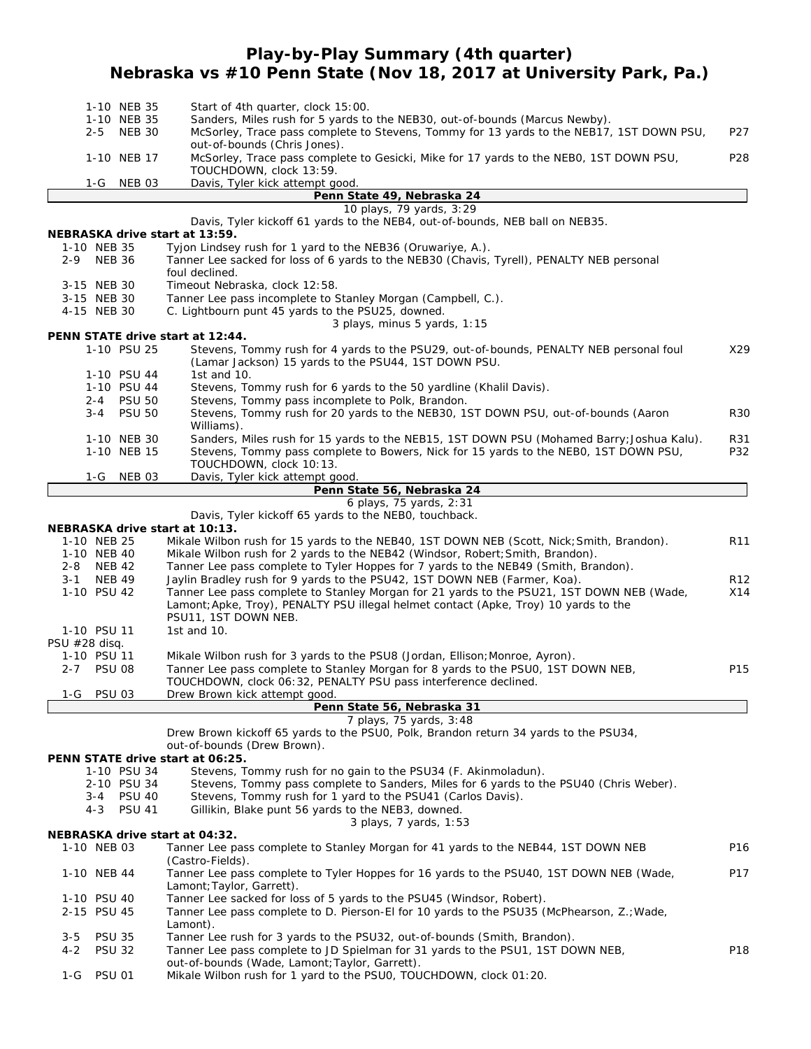# Play-by-Play Summary (4th quarter)
## Nebraska vs #10 Penn State (Nov 18, 2017 at University Park, Pa.)

| Down | Play | |
|---|---|---|
| 1-10 NEB 35 | Start of 4th quarter, clock 15:00. | |
| 1-10 NEB 35 | Sanders, Miles rush for 5 yards to the NEB30, out-of-bounds (Marcus Newby). | |
| 2-5 NEB 30 | McSorley, Trace pass complete to Stevens, Tommy for 13 yards to the NEB17, 1ST DOWN PSU, out-of-bounds (Chris Jones). | P27 |
| 1-10 NEB 17 | McSorley, Trace pass complete to Gesicki, Mike for 17 yards to the NEB0, 1ST DOWN PSU, TOUCHDOWN, clock 13:59. | P28 |
| 1-G NEB 03 | Davis, Tyler kick attempt good. | |

**Penn State 49, Nebraska 24**

10 plays, 79 yards, 3:29

Davis, Tyler kickoff 61 yards to the NEB4, out-of-bounds, NEB ball on NEB35.

**NEBRASKA drive start at 13:59.**

| Down | Play | |
|---|---|---|
| 1-10 NEB 35 | Tyjon Lindsey rush for 1 yard to the NEB36 (Oruwariye, A.). | |
| 2-9 NEB 36 | Tanner Lee sacked for loss of 6 yards to the NEB30 (Chavis, Tyrell), PENALTY NEB personal foul declined. | |
| 3-15 NEB 30 | Timeout Nebraska, clock 12:58. | |
| 3-15 NEB 30 | Tanner Lee pass incomplete to Stanley Morgan (Campbell, C.). | |
| 4-15 NEB 30 | C. Lightbourn punt 45 yards to the PSU25, downed. | |

3 plays, minus 5 yards, 1:15

**PENN STATE drive start at 12:44.**

| Down | Play | |
|---|---|---|
| 1-10 PSU 25 | Stevens, Tommy rush for 4 yards to the PSU29, out-of-bounds, PENALTY NEB personal foul (Lamar Jackson) 15 yards to the PSU44, 1ST DOWN PSU. | X29 |
| 1-10 PSU 44 | 1st and 10. | |
| 1-10 PSU 44 | Stevens, Tommy rush for 6 yards to the 50 yardline (Khalil Davis). | |
| 2-4 PSU 50 | Stevens, Tommy pass incomplete to Polk, Brandon. | |
| 3-4 PSU 50 | Stevens, Tommy rush for 20 yards to the NEB30, 1ST DOWN PSU, out-of-bounds (Aaron Williams). | R30 |
| 1-10 NEB 30 | Sanders, Miles rush for 15 yards to the NEB15, 1ST DOWN PSU (Mohamed Barry;Joshua Kalu). | R31 |
| 1-10 NEB 15 | Stevens, Tommy pass complete to Bowers, Nick for 15 yards to the NEB0, 1ST DOWN PSU, TOUCHDOWN, clock 10:13. | P32 |
| 1-G NEB 03 | Davis, Tyler kick attempt good. | |

**Penn State 56, Nebraska 24**

6 plays, 75 yards, 2:31

Davis, Tyler kickoff 65 yards to the NEB0, touchback.

**NEBRASKA drive start at 10:13.**

| Down | Play | |
|---|---|---|
| 1-10 NEB 25 | Mikale Wilbon rush for 15 yards to the NEB40, 1ST DOWN NEB (Scott, Nick;Smith, Brandon). | R11 |
| 1-10 NEB 40 | Mikale Wilbon rush for 2 yards to the NEB42 (Windsor, Robert;Smith, Brandon). | |
| 2-8 NEB 42 | Tanner Lee pass complete to Tyler Hoppes for 7 yards to the NEB49 (Smith, Brandon). | |
| 3-1 NEB 49 | Jaylin Bradley rush for 9 yards to the PSU42, 1ST DOWN NEB (Farmer, Koa). | R12 |
| 1-10 PSU 42 | Tanner Lee pass complete to Stanley Morgan for 21 yards to the PSU21, 1ST DOWN NEB (Wade, Lamont;Apke, Troy), PENALTY PSU illegal helmet contact (Apke, Troy) 10 yards to the PSU11, 1ST DOWN NEB. | X14 |
| 1-10 PSU 11 | 1st and 10. | |
| PSU #28 disq. | | |
| 1-10 PSU 11 | Mikale Wilbon rush for 3 yards to the PSU8 (Jordan, Ellison;Monroe, Ayron). | |
| 2-7 PSU 08 | Tanner Lee pass complete to Stanley Morgan for 8 yards to the PSU0, 1ST DOWN NEB, TOUCHDOWN, clock 06:32, PENALTY PSU pass interference declined. | P15 |
| 1-G PSU 03 | Drew Brown kick attempt good. | |

**Penn State 56, Nebraska 31**

7 plays, 75 yards, 3:48

Drew Brown kickoff 65 yards to the PSU0, Polk, Brandon return 34 yards to the PSU34, out-of-bounds (Drew Brown).

**PENN STATE drive start at 06:25.**

| Down | Play | |
|---|---|---|
| 1-10 PSU 34 | Stevens, Tommy rush for no gain to the PSU34 (F. Akinmoladun). | |
| 2-10 PSU 34 | Stevens, Tommy pass complete to Sanders, Miles for 6 yards to the PSU40 (Chris Weber). | |
| 3-4 PSU 40 | Stevens, Tommy rush for 1 yard to the PSU41 (Carlos Davis). | |
| 4-3 PSU 41 | Gillikin, Blake punt 56 yards to the NEB3, downed. | |

3 plays, 7 yards, 1:53

**NEBRASKA drive start at 04:32.**

| Down | Play | |
|---|---|---|
| 1-10 NEB 03 | Tanner Lee pass complete to Stanley Morgan for 41 yards to the NEB44, 1ST DOWN NEB (Castro-Fields). | P16 |
| 1-10 NEB 44 | Tanner Lee pass complete to Tyler Hoppes for 16 yards to the PSU40, 1ST DOWN NEB (Wade, Lamont;Taylor, Garrett). | P17 |
| 1-10 PSU 40 | Tanner Lee sacked for loss of 5 yards to the PSU45 (Windsor, Robert). | |
| 2-15 PSU 45 | Tanner Lee pass complete to D. Pierson-El for 10 yards to the PSU35 (McPhearson, Z.;Wade, Lamont). | |
| 3-5 PSU 35 | Tanner Lee rush for 3 yards to the PSU32, out-of-bounds (Smith, Brandon). | |
| 4-2 PSU 32 | Tanner Lee pass complete to JD Spielman for 31 yards to the PSU1, 1ST DOWN NEB, out-of-bounds (Wade, Lamont;Taylor, Garrett). | P18 |
| 1-G PSU 01 | Mikale Wilbon rush for 1 yard to the PSU0, TOUCHDOWN, clock 01:20. | |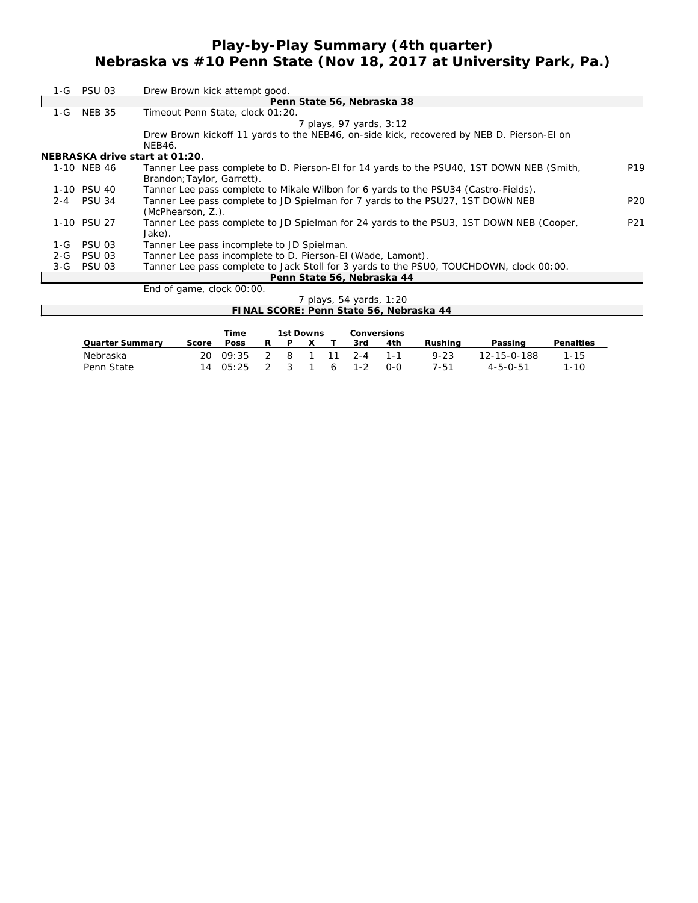# Play-by-Play Summary (4th quarter)
## Nebraska vs #10 Penn State (Nov 18, 2017 at University Park, Pa.)

| | | | |
|---|---|---|---|
| 1-G | PSU 03 | Drew Brown kick attempt good. | |
| | | **Penn State 56, Nebraska 38** | |
| 1-G | NEB 35 | Timeout Penn State, clock 01:20. | |
| | | 7 plays, 97 yards, 3:12 | |
| | | Drew Brown kickoff 11 yards to the NEB46, on-side kick, recovered by NEB D. Pierson-El on NEB46. | |

**NEBRASKA drive start at 01:20.**

| | | | |
|---|---|---|---|
| 1-10 | NEB 46 | Tanner Lee pass complete to D. Pierson-El for 14 yards to the PSU40, 1ST DOWN NEB (Smith, Brandon;Taylor, Garrett). | P19 |
| 1-10 | PSU 40 | Tanner Lee pass complete to Mikale Wilbon for 6 yards to the PSU34 (Castro-Fields). | |
| 2-4 | PSU 34 | Tanner Lee pass complete to JD Spielman for 7 yards to the PSU27, 1ST DOWN NEB (McPhearson, Z.). | P20 |
| 1-10 | PSU 27 | Tanner Lee pass complete to JD Spielman for 24 yards to the PSU3, 1ST DOWN NEB (Cooper, Jake). | P21 |
| 1-G | PSU 03 | Tanner Lee pass incomplete to JD Spielman. | |
| 2-G | PSU 03 | Tanner Lee pass incomplete to D. Pierson-El (Wade, Lamont). | |
| 3-G | PSU 03 | Tanner Lee pass complete to Jack Stoll for 3 yards to the PSU0, TOUCHDOWN, clock 00:00. | |
| | | **Penn State 56, Nebraska 44** | |
| | | End of game, clock 00:00. | |
| | | 7 plays, 54 yards, 1:20 | |

**FINAL SCORE: Penn State 56, Nebraska 44**

| Quarter Summary | Score | Time Poss | 1st Downs R | P | X | T | Conversions 3rd | 4th | Rushing | Passing | Penalties |
|---|---|---|---|---|---|---|---|---|---|---|---|
| Nebraska | 20 | 09:35 | 2 | 8 | 1 | 11 | 2-4 | 1-1 | 9-23 | 12-15-0-188 | 1-15 |
| Penn State | 14 | 05:25 | 2 | 3 | 1 | 6 | 1-2 | 0-0 | 7-51 | 4-5-0-51 | 1-10 |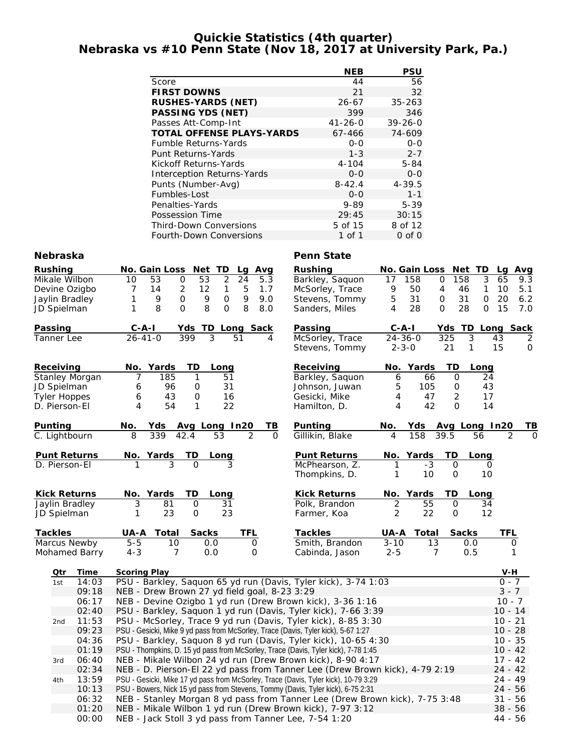# Quickie Statistics (4th quarter)
## Nebraska vs #10 Penn State (Nov 18, 2017 at University Park, Pa.)

| | NEB | PSU |
|---|---|---|
| Score | 44 | 56 |
| **FIRST DOWNS** | 21 | 32 |
| **RUSHES-YARDS (NET)** | 26-67 | 35-263 |
| **PASSING YDS (NET)** | 399 | 346 |
| Passes Att-Comp-Int | 41-26-0 | 39-26-0 |
| **TOTAL OFFENSE PLAYS-YARDS** | 67-466 | 74-609 |
| Fumble Returns-Yards | 0-0 | 0-0 |
| Punt Returns-Yards | 1-3 | 2-7 |
| Kickoff Returns-Yards | 4-104 | 5-84 |
| Interception Returns-Yards | 0-0 | 0-0 |
| Punts (Number-Avg) | 8-42.4 | 4-39.5 |
| Fumbles-Lost | 0-0 | 1-1 |
| Penalties-Yards | 9-89 | 5-39 |
| Possession Time | 29:45 | 30:15 |
| Third-Down Conversions | 5 of 15 | 8 of 12 |
| Fourth-Down Conversions | 1 of 1 | 0 of 0 |

### Nebraska

| Rushing | No. | Gain | Loss | Net | TD | Lg | Avg |
|---|---|---|---|---|---|---|---|
| Mikale Wilbon | 10 | 53 | 0 | 53 | 2 | 24 | 5.3 |
| Devine Ozigbo | 7 | 14 | 2 | 12 | 1 | 5 | 1.7 |
| Jaylin Bradley | 1 | 9 | 0 | 9 | 0 | 9 | 9.0 |
| JD Spielman | 1 | 8 | 0 | 8 | 0 | 8 | 8.0 |

| Passing | C-A-I | Yds | TD | Long | Sack |
|---|---|---|---|---|---|
| Tanner Lee | 26-41-0 | 399 | 3 | 51 | 4 |

| Receiving | No. | Yards | TD | Long |
|---|---|---|---|---|
| Stanley Morgan | 7 | 185 | 1 | 51 |
| JD Spielman | 6 | 96 | 0 | 31 |
| Tyler Hoppes | 6 | 43 | 0 | 16 |
| D. Pierson-El | 4 | 54 | 1 | 22 |

| Punting | No. | Yds | Avg | Long | In20 | TB |
|---|---|---|---|---|---|---|
| C. Lightbourn | 8 | 339 | 42.4 | 53 | 2 | 0 |

| Punt Returns | No. | Yards | TD | Long |
|---|---|---|---|---|
| D. Pierson-El | 1 | 3 | 0 | 3 |

| Kick Returns | No. | Yards | TD | Long |
|---|---|---|---|---|
| Jaylin Bradley | 3 | 81 | 0 | 31 |
| JD Spielman | 1 | 23 | 0 | 23 |

| Tackles | UA-A | Total | Sacks | TFL |
|---|---|---|---|---|
| Marcus Newby | 5-5 | 10 | 0.0 | 0 |
| Mohamed Barry | 4-3 | 7 | 0.0 | 0 |

### Penn State

| Rushing | No. | Gain | Loss | Net | TD | Lg | Avg |
|---|---|---|---|---|---|---|---|
| Barkley, Saquon | 17 | 158 | 0 | 158 | 3 | 65 | 9.3 |
| McSorley, Trace | 9 | 50 | 4 | 46 | 1 | 10 | 5.1 |
| Stevens, Tommy | 5 | 31 | 0 | 31 | 0 | 20 | 6.2 |
| Sanders, Miles | 4 | 28 | 0 | 28 | 0 | 15 | 7.0 |

| Passing | C-A-I | Yds | TD | Long | Sack |
|---|---|---|---|---|---|
| McSorley, Trace | 24-36-0 | 325 | 3 | 43 | 2 |
| Stevens, Tommy | 2-3-0 | 21 | 1 | 15 | 0 |

| Receiving | No. | Yards | TD | Long |
|---|---|---|---|---|
| Barkley, Saquon | 6 | 66 | 0 | 24 |
| Johnson, Juwan | 5 | 105 | 0 | 43 |
| Gesicki, Mike | 4 | 47 | 2 | 17 |
| Hamilton, D. | 4 | 42 | 0 | 14 |

| Punting | No. | Yds | Avg | Long | In20 | TB |
|---|---|---|---|---|---|---|
| Gillikin, Blake | 4 | 158 | 39.5 | 56 | 2 | 0 |

| Punt Returns | No. | Yards | TD | Long |
|---|---|---|---|---|
| McPhearson, Z. | 1 | -3 | 0 | 0 |
| Thompkins, D. | 1 | 10 | 0 | 10 |

| Kick Returns | No. | Yards | TD | Long |
|---|---|---|---|---|
| Polk, Brandon | 2 | 55 | 0 | 34 |
| Farmer, Koa | 2 | 22 | 0 | 12 |

| Tackles | UA-A | Total | Sacks | TFL |
|---|---|---|---|---|
| Smith, Brandon | 3-10 | 13 | 0.0 | 0 |
| Cabinda, Jason | 2-5 | 7 | 0.5 | 1 |

| Qtr | Time | Scoring Play | V-H |
|---|---|---|---|
| 1st | 14:03 | PSU - Barkley, Saquon 65 yd run (Davis, Tyler kick), 3-74 1:03 | 0 - 7 |
| | 09:18 | NEB - Drew Brown 27 yd field goal, 8-23 3:29 | 3 - 7 |
| | 06:17 | NEB - Devine Ozigbo 1 yd run (Drew Brown kick), 3-36 1:16 | 10 - 7 |
| | 02:40 | PSU - Barkley, Saquon 1 yd run (Davis, Tyler kick), 7-66 3:39 | 10 - 14 |
| 2nd | 11:53 | PSU - McSorley, Trace 9 yd run (Davis, Tyler kick), 8-85 3:30 | 10 - 21 |
| | 09:23 | PSU - Gesicki, Mike 9 yd pass from McSorley, Trace (Davis, Tyler kick), 5-67 1:27 | 10 - 28 |
| | 04:36 | PSU - Barkley, Saquon 8 yd run (Davis, Tyler kick), 10-65 4:30 | 10 - 35 |
| | 01:19 | PSU - Thompkins, D. 15 yd pass from McSorley, Trace (Davis, Tyler kick), 7-78 1:45 | 10 - 42 |
| 3rd | 06:40 | NEB - Mikale Wilbon 24 yd run (Drew Brown kick), 8-90 4:17 | 17 - 42 |
| | 02:34 | NEB - D. Pierson-El 22 yd pass from Tanner Lee (Drew Brown kick), 4-79 2:19 | 24 - 42 |
| 4th | 13:59 | PSU - Gesicki, Mike 17 yd pass from McSorley, Trace (Davis, Tyler kick), 10-79 3:29 | 24 - 49 |
| | 10:13 | PSU - Bowers, Nick 15 yd pass from Stevens, Tommy (Davis, Tyler kick), 6-75 2:31 | 24 - 56 |
| | 06:32 | NEB - Stanley Morgan 8 yd pass from Tanner Lee (Drew Brown kick), 7-75 3:48 | 31 - 56 |
| | 01:20 | NEB - Mikale Wilbon 1 yd run (Drew Brown kick), 7-97 3:12 | 38 - 56 |
| | 00:00 | NEB - Jack Stoll 3 yd pass from Tanner Lee, 7-54 1:20 | 44 - 56 |